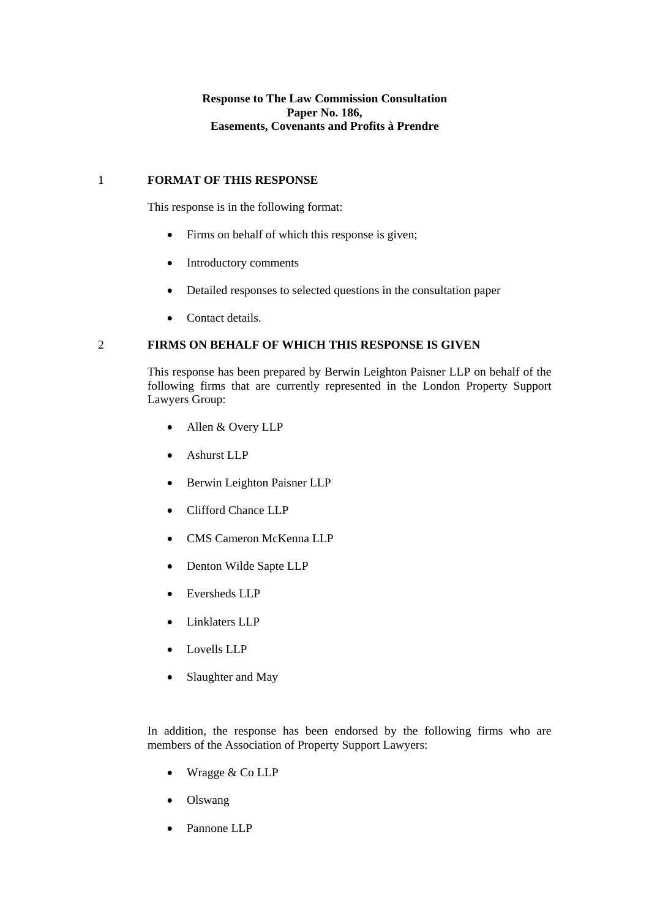**Response to The Law Commission Consultation Paper No. 186, Easements, Covenants and Profits à Prendre**

## 1 FORMAT OF THIS RESPONSE

This response is in the following format:

- Firms on behalf of which this response is given;
- Introductory comments
- Detailed responses to selected questions in the consultation paper
- Contact details.

## 2 FIRMS ON BEHALF OF WHICH THIS RESPONSE IS GIVEN

This response has been prepared by Berwin Leighton Paisner LLP on behalf of the following firms that are currently represented in the London Property Support Lawyers Group:

- Allen & Overy LLP
- Ashurst LLP
- Berwin Leighton Paisner LLP
- Clifford Chance LLP
- CMS Cameron McKenna LLP
- Denton Wilde Sapte LLP
- Eversheds LLP
- Linklaters LLP
- Lovells LLP
- Slaughter and May

In addition, the response has been endorsed by the following firms who are members of the Association of Property Support Lawyers:

- Wragge & Co LLP
- Olswang
- Pannone LLP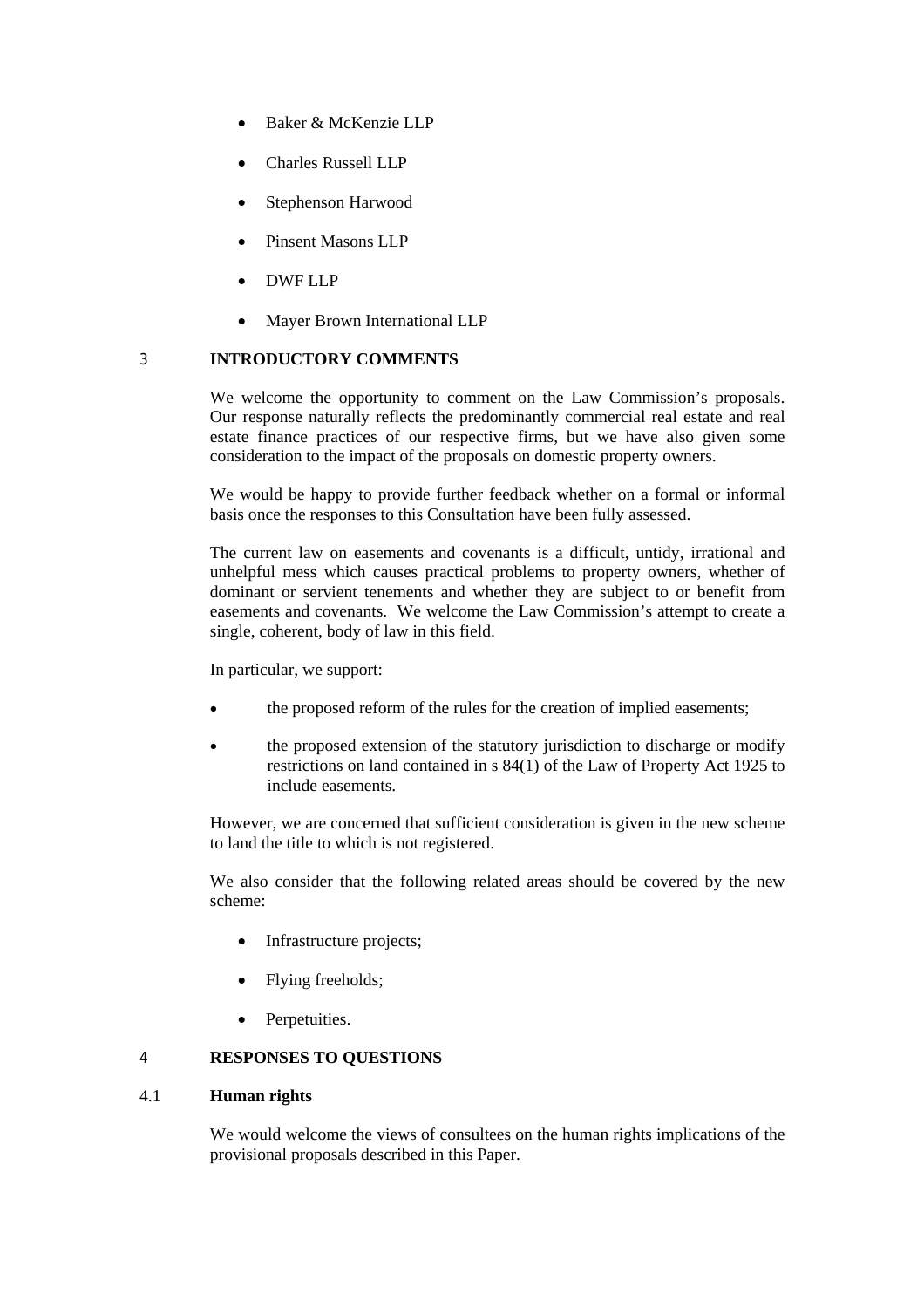- Baker & McKenzie LLP
- Charles Russell LLP
- Stephenson Harwood
- Pinsent Masons LLP
- DWF LLP
- Mayer Brown International LLP

## 3 INTRODUCTORY COMMENTS

We welcome the opportunity to comment on the Law Commission's proposals. Our response naturally reflects the predominantly commercial real estate and real estate finance practices of our respective firms, but we have also given some consideration to the impact of the proposals on domestic property owners.

We would be happy to provide further feedback whether on a formal or informal basis once the responses to this Consultation have been fully assessed.

The current law on easements and covenants is a difficult, untidy, irrational and unhelpful mess which causes practical problems to property owners, whether of dominant or servient tenements and whether they are subject to or benefit from easements and covenants. We welcome the Law Commission's attempt to create a single, coherent, body of law in this field.

In particular, we support:

- the proposed reform of the rules for the creation of implied easements;
- the proposed extension of the statutory jurisdiction to discharge or modify restrictions on land contained in s 84(1) of the Law of Property Act 1925 to include easements.

However, we are concerned that sufficient consideration is given in the new scheme to land the title to which is not registered.

We also consider that the following related areas should be covered by the new scheme:

- Infrastructure projects;
- Flying freeholds;
- Perpetuities.

## 4 RESPONSES TO QUESTIONS

### 4.1 Human rights

We would welcome the views of consultees on the human rights implications of the provisional proposals described in this Paper.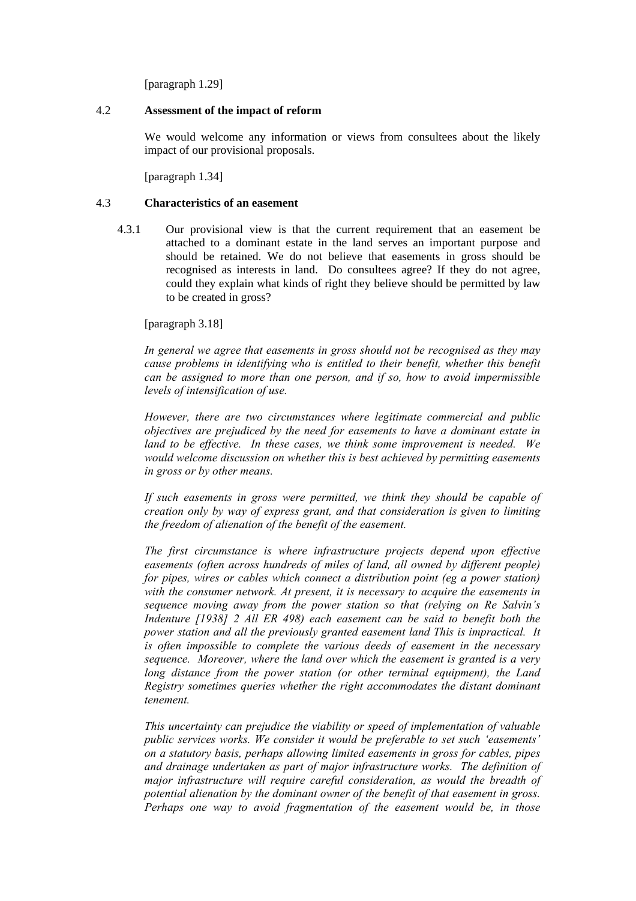[paragraph 1.29]

### 4.2 Assessment of the impact of reform

We would welcome any information or views from consultees about the likely impact of our provisional proposals.

[paragraph 1.34]

### 4.3 Characteristics of an easement

4.3.1 Our provisional view is that the current requirement that an easement be attached to a dominant estate in the land serves an important purpose and should be retained. We do not believe that easements in gross should be recognised as interests in land. Do consultees agree? If they do not agree, could they explain what kinds of right they believe should be permitted by law to be created in gross?

[paragraph 3.18]

*In general we agree that easements in gross should not be recognised as they may cause problems in identifying who is entitled to their benefit, whether this benefit can be assigned to more than one person, and if so, how to avoid impermissible levels of intensification of use.*

*However, there are two circumstances where legitimate commercial and public objectives are prejudiced by the need for easements to have a dominant estate in land to be effective. In these cases, we think some improvement is needed. We would welcome discussion on whether this is best achieved by permitting easements in gross or by other means.*

*If such easements in gross were permitted, we think they should be capable of creation only by way of express grant, and that consideration is given to limiting the freedom of alienation of the benefit of the easement.*

*The first circumstance is where infrastructure projects depend upon effective easements (often across hundreds of miles of land, all owned by different people) for pipes, wires or cables which connect a distribution point (eg a power station) with the consumer network. At present, it is necessary to acquire the easements in sequence moving away from the power station so that (relying on Re Salvin's Indenture [1938] 2 All ER 498) each easement can be said to benefit both the power station and all the previously granted easement land This is impractical. It is often impossible to complete the various deeds of easement in the necessary sequence. Moreover, where the land over which the easement is granted is a very long distance from the power station (or other terminal equipment), the Land Registry sometimes queries whether the right accommodates the distant dominant tenement.*

*This uncertainty can prejudice the viability or speed of implementation of valuable public services works. We consider it would be preferable to set such 'easements' on a statutory basis, perhaps allowing limited easements in gross for cables, pipes and drainage undertaken as part of major infrastructure works. The definition of major infrastructure will require careful consideration, as would the breadth of potential alienation by the dominant owner of the benefit of that easement in gross. Perhaps one way to avoid fragmentation of the easement would be, in those*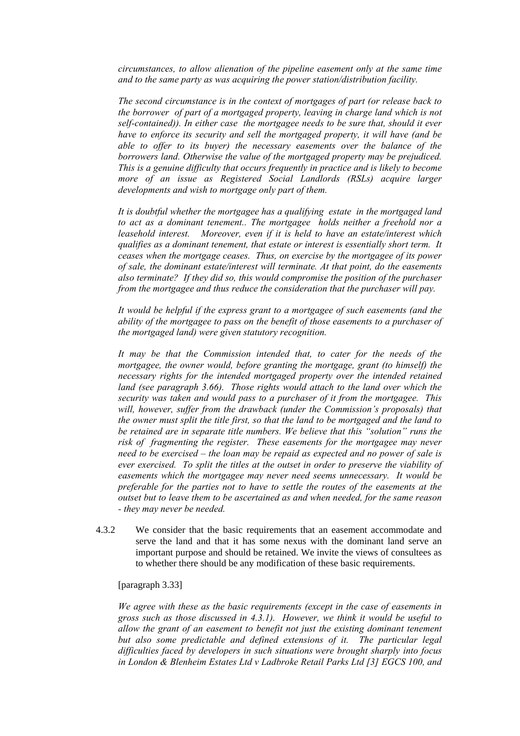*circumstances, to allow alienation of the pipeline easement only at the same time and to the same party as was acquiring the power station/distribution facility.*

*The second circumstance is in the context of mortgages of part (or release back to the borrower of part of a mortgaged property, leaving in charge land which is not self-contained)). In either case the mortgagee needs to be sure that, should it ever have to enforce its security and sell the mortgaged property, it will have (and be able to offer to its buyer) the necessary easements over the balance of the borrowers land. Otherwise the value of the mortgaged property may be prejudiced. This is a genuine difficulty that occurs frequently in practice and is likely to become more of an issue as Registered Social Landlords (RSLs) acquire larger developments and wish to mortgage only part of them.*

*It is doubtful whether the mortgagee has a qualifying estate in the mortgaged land to act as a dominant tenement.. The mortgagee holds neither a freehold nor a leasehold interest. Moreover, even if it is held to have an estate/interest which qualifies as a dominant tenement, that estate or interest is essentially short term. It ceases when the mortgage ceases. Thus, on exercise by the mortgagee of its power of sale, the dominant estate/interest will terminate. At that point, do the easements also terminate? If they did so, this would compromise the position of the purchaser from the mortgagee and thus reduce the consideration that the purchaser will pay.*

*It would be helpful if the express grant to a mortgagee of such easements (and the ability of the mortgagee to pass on the benefit of those easements to a purchaser of the mortgaged land) were given statutory recognition.*

*It may be that the Commission intended that, to cater for the needs of the mortgagee, the owner would, before granting the mortgage, grant (to himself) the necessary rights for the intended mortgaged property over the intended retained land (see paragraph 3.66). Those rights would attach to the land over which the security was taken and would pass to a purchaser of it from the mortgagee. This will, however, suffer from the drawback (under the Commission's proposals) that the owner must split the title first, so that the land to be mortgaged and the land to be retained are in separate title numbers. We believe that this "solution" runs the risk of fragmenting the register. These easements for the mortgagee may never need to be exercised – the loan may be repaid as expected and no power of sale is ever exercised. To split the titles at the outset in order to preserve the viability of easements which the mortgagee may never need seems unnecessary. It would be preferable for the parties not to have to settle the routes of the easements at the outset but to leave them to be ascertained as and when needed, for the same reason - they may never be needed.*

4.3.2 We consider that the basic requirements that an easement accommodate and serve the land and that it has some nexus with the dominant land serve an important purpose and should be retained. We invite the views of consultees as to whether there should be any modification of these basic requirements.

[paragraph 3.33]

*We agree with these as the basic requirements (except in the case of easements in gross such as those discussed in 4.3.1). However, we think it would be useful to allow the grant of an easement to benefit not just the existing dominant tenement but also some predictable and defined extensions of it. The particular legal difficulties faced by developers in such situations were brought sharply into focus in London & Blenheim Estates Ltd v Ladbroke Retail Parks Ltd [3] EGCS 100, and*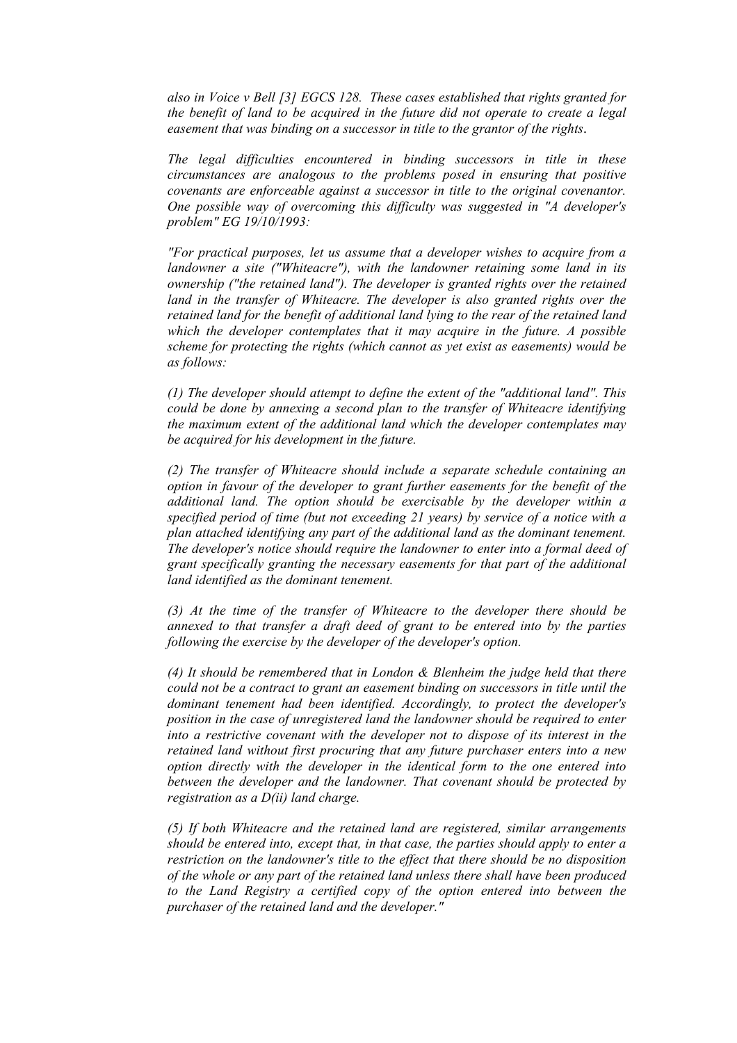*also in Voice v Bell [3] EGCS 128. These cases established that rights granted for the benefit of land to be acquired in the future did not operate to create a legal easement that was binding on a successor in title to the grantor of the rights.*

*The legal difficulties encountered in binding successors in title in these circumstances are analogous to the problems posed in ensuring that positive covenants are enforceable against a successor in title to the original covenantor. One possible way of overcoming this difficulty was suggested in "A developer's problem" EG 19/10/1993:*

*"For practical purposes, let us assume that a developer wishes to acquire from a landowner a site ("Whiteacre"), with the landowner retaining some land in its ownership ("the retained land"). The developer is granted rights over the retained land in the transfer of Whiteacre. The developer is also granted rights over the retained land for the benefit of additional land lying to the rear of the retained land which the developer contemplates that it may acquire in the future. A possible scheme for protecting the rights (which cannot as yet exist as easements) would be as follows:*

*(1) The developer should attempt to define the extent of the "additional land". This could be done by annexing a second plan to the transfer of Whiteacre identifying the maximum extent of the additional land which the developer contemplates may be acquired for his development in the future.*

*(2) The transfer of Whiteacre should include a separate schedule containing an option in favour of the developer to grant further easements for the benefit of the additional land. The option should be exercisable by the developer within a specified period of time (but not exceeding 21 years) by service of a notice with a plan attached identifying any part of the additional land as the dominant tenement. The developer's notice should require the landowner to enter into a formal deed of grant specifically granting the necessary easements for that part of the additional land identified as the dominant tenement.*

*(3) At the time of the transfer of Whiteacre to the developer there should be annexed to that transfer a draft deed of grant to be entered into by the parties following the exercise by the developer of the developer's option.*

*(4) It should be remembered that in London & Blenheim the judge held that there could not be a contract to grant an easement binding on successors in title until the dominant tenement had been identified. Accordingly, to protect the developer's position in the case of unregistered land the landowner should be required to enter into a restrictive covenant with the developer not to dispose of its interest in the retained land without first procuring that any future purchaser enters into a new option directly with the developer in the identical form to the one entered into between the developer and the landowner. That covenant should be protected by registration as a D(ii) land charge.*

*(5) If both Whiteacre and the retained land are registered, similar arrangements should be entered into, except that, in that case, the parties should apply to enter a restriction on the landowner's title to the effect that there should be no disposition of the whole or any part of the retained land unless there shall have been produced to the Land Registry a certified copy of the option entered into between the purchaser of the retained land and the developer."*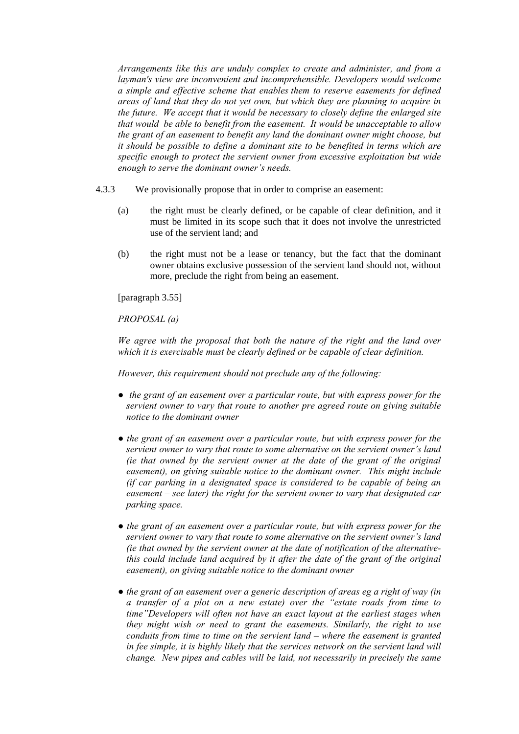*Arrangements like this are unduly complex to create and administer, and from a layman's view are inconvenient and incomprehensible. Developers would welcome a simple and effective scheme that enables them to reserve easements for defined areas of land that they do not yet own, but which they are planning to acquire in the future. We accept that it would be necessary to closely define the enlarged site that would be able to benefit from the easement. It would be unacceptable to allow the grant of an easement to benefit any land the dominant owner might choose, but it should be possible to define a dominant site to be benefited in terms which are specific enough to protect the servient owner from excessive exploitation but wide enough to serve the dominant owner's needs.*

4.3.3 We provisionally propose that in order to comprise an easement:

(a) the right must be clearly defined, or be capable of clear definition, and it must be limited in its scope such that it does not involve the unrestricted use of the servient land; and

(b) the right must not be a lease or tenancy, but the fact that the dominant owner obtains exclusive possession of the servient land should not, without more, preclude the right from being an easement.

[paragraph 3.55]

*PROPOSAL (a)*

*We agree with the proposal that both the nature of the right and the land over which it is exercisable must be clearly defined or be capable of clear definition.*

*However, this requirement should not preclude any of the following:*

- *the grant of an easement over a particular route, but with express power for the servient owner to vary that route to another pre agreed route on giving suitable notice to the dominant owner*
- *the grant of an easement over a particular route, but with express power for the servient owner to vary that route to some alternative on the servient owner's land (ie that owned by the servient owner at the date of the grant of the original easement), on giving suitable notice to the dominant owner. This might include (if car parking in a designated space is considered to be capable of being an easement – see later) the right for the servient owner to vary that designated car parking space.*
- *the grant of an easement over a particular route, but with express power for the servient owner to vary that route to some alternative on the servient owner's land (ie that owned by the servient owner at the date of notification of the alternative- this could include land acquired by it after the date of the grant of the original easement), on giving suitable notice to the dominant owner*
- *the grant of an easement over a generic description of areas eg a right of way (in a transfer of a plot on a new estate) over the "estate roads from time to time"Developers will often not have an exact layout at the earliest stages when they might wish or need to grant the easements. Similarly, the right to use conduits from time to time on the servient land – where the easement is granted in fee simple, it is highly likely that the services network on the servient land will change. New pipes and cables will be laid, not necessarily in precisely the same*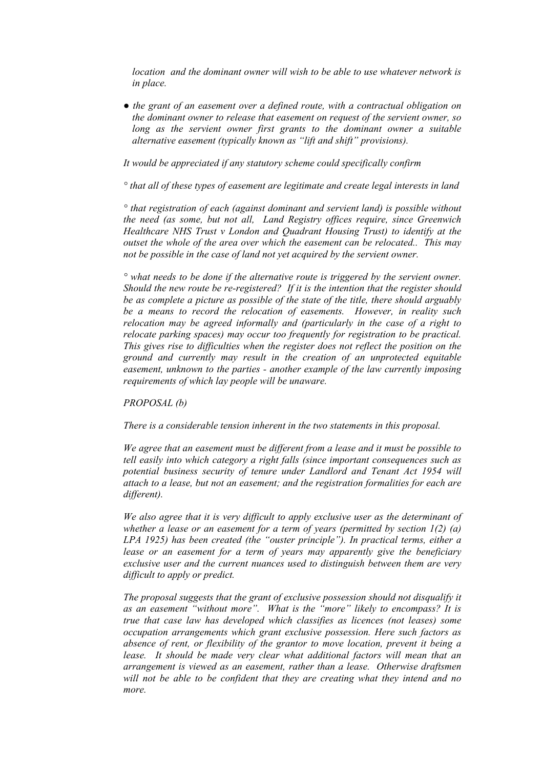*location and the dominant owner will wish to be able to use whatever network is in place.*

- *the grant of an easement over a defined route, with a contractual obligation on the dominant owner to release that easement on request of the servient owner, so long as the servient owner first grants to the dominant owner a suitable alternative easement (typically known as "lift and shift" provisions).*

*It would be appreciated if any statutory scheme could specifically confirm*

*° that all of these types of easement are legitimate and create legal interests in land*

*° that registration of each (against dominant and servient land) is possible without the need (as some, but not all, Land Registry offices require, since Greenwich Healthcare NHS Trust v London and Quadrant Housing Trust) to identify at the outset the whole of the area over which the easement can be relocated.. This may not be possible in the case of land not yet acquired by the servient owner.*

*° what needs to be done if the alternative route is triggered by the servient owner. Should the new route be re-registered? If it is the intention that the register should be as complete a picture as possible of the state of the title, there should arguably be a means to record the relocation of easements. However, in reality such relocation may be agreed informally and (particularly in the case of a right to relocate parking spaces) may occur too frequently for registration to be practical. This gives rise to difficulties when the register does not reflect the position on the ground and currently may result in the creation of an unprotected equitable easement, unknown to the parties - another example of the law currently imposing requirements of which lay people will be unaware.*

*PROPOSAL (b)*

*There is a considerable tension inherent in the two statements in this proposal.*

*We agree that an easement must be different from a lease and it must be possible to tell easily into which category a right falls (since important consequences such as potential business security of tenure under Landlord and Tenant Act 1954 will attach to a lease, but not an easement; and the registration formalities for each are different).*

*We also agree that it is very difficult to apply exclusive user as the determinant of whether a lease or an easement for a term of years (permitted by section 1(2) (a) LPA 1925) has been created (the "ouster principle"). In practical terms, either a lease or an easement for a term of years may apparently give the beneficiary exclusive user and the current nuances used to distinguish between them are very difficult to apply or predict.*

*The proposal suggests that the grant of exclusive possession should not disqualify it as an easement "without more". What is the "more" likely to encompass? It is true that case law has developed which classifies as licences (not leases) some occupation arrangements which grant exclusive possession. Here such factors as absence of rent, or flexibility of the grantor to move location, prevent it being a lease. It should be made very clear what additional factors will mean that an arrangement is viewed as an easement, rather than a lease. Otherwise draftsmen will not be able to be confident that they are creating what they intend and no more.*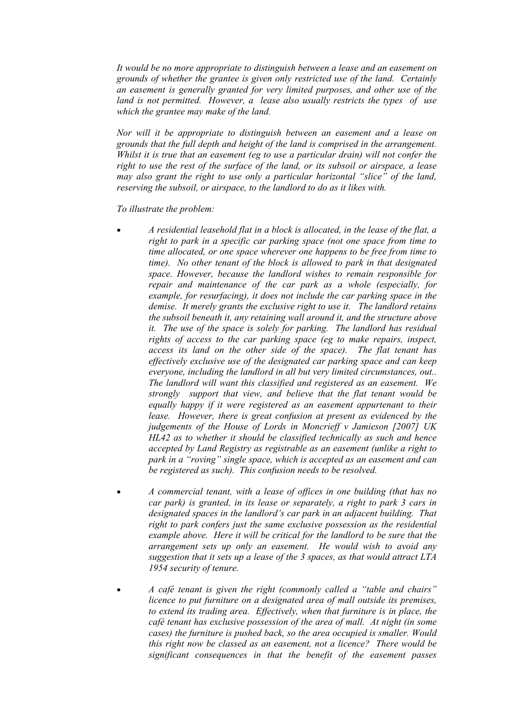*It would be no more appropriate to distinguish between a lease and an easement on grounds of whether the grantee is given only restricted use of the land. Certainly an easement is generally granted for very limited purposes, and other use of the land is not permitted. However, a lease also usually restricts the types of use which the grantee may make of the land.*

*Nor will it be appropriate to distinguish between an easement and a lease on grounds that the full depth and height of the land is comprised in the arrangement. Whilst it is true that an easement (eg to use a particular drain) will not confer the right to use the rest of the surface of the land, or its subsoil or airspace, a lease may also grant the right to use only a particular horizontal "slice" of the land, reserving the subsoil, or airspace, to the landlord to do as it likes with.*

*To illustrate the problem:*

- *A residential leasehold flat in a block is allocated, in the lease of the flat, a right to park in a specific car parking space (not one space from time to time allocated, or one space wherever one happens to be free from time to time). No other tenant of the block is allowed to park in that designated space. However, because the landlord wishes to remain responsible for repair and maintenance of the car park as a whole (especially, for example, for resurfacing), it does not include the car parking space in the demise. It merely grants the exclusive right to use it. The landlord retains the subsoil beneath it, any retaining wall around it, and the structure above it. The use of the space is solely for parking. The landlord has residual rights of access to the car parking space (eg to make repairs, inspect, access its land on the other side of the space). The flat tenant has effectively exclusive use of the designated car parking space and can keep everyone, including the landlord in all but very limited circumstances, out.. The landlord will want this classified and registered as an easement. We strongly support that view, and believe that the flat tenant would be equally happy if it were registered as an easement appurtenant to their lease. However, there is great confusion at present as evidenced by the judgements of the House of Lords in Moncrieff v Jamieson [2007] UK HL42 as to whether it should be classified technically as such and hence accepted by Land Registry as registrable as an easement (unlike a right to park in a "roving" single space, which is accepted as an easement and can be registered as such). This confusion needs to be resolved.*

- *A commercial tenant, with a lease of offices in one building (that has no car park) is granted, in its lease or separately, a right to park 3 cars in designated spaces in the landlord's car park in an adjacent building. That right to park confers just the same exclusive possession as the residential example above. Here it will be critical for the landlord to be sure that the arrangement sets up only an easement. He would wish to avoid any suggestion that it sets up a lease of the 3 spaces, as that would attract LTA 1954 security of tenure.*

- *A café tenant is given the right (commonly called a "table and chairs" licence to put furniture on a designated area of mall outside its premises, to extend its trading area. Effectively, when that furniture is in place, the café tenant has exclusive possession of the area of mall. At night (in some cases) the furniture is pushed back, so the area occupied is smaller. Would this right now be classed as an easement, not a licence? There would be significant consequences in that the benefit of the easement passes*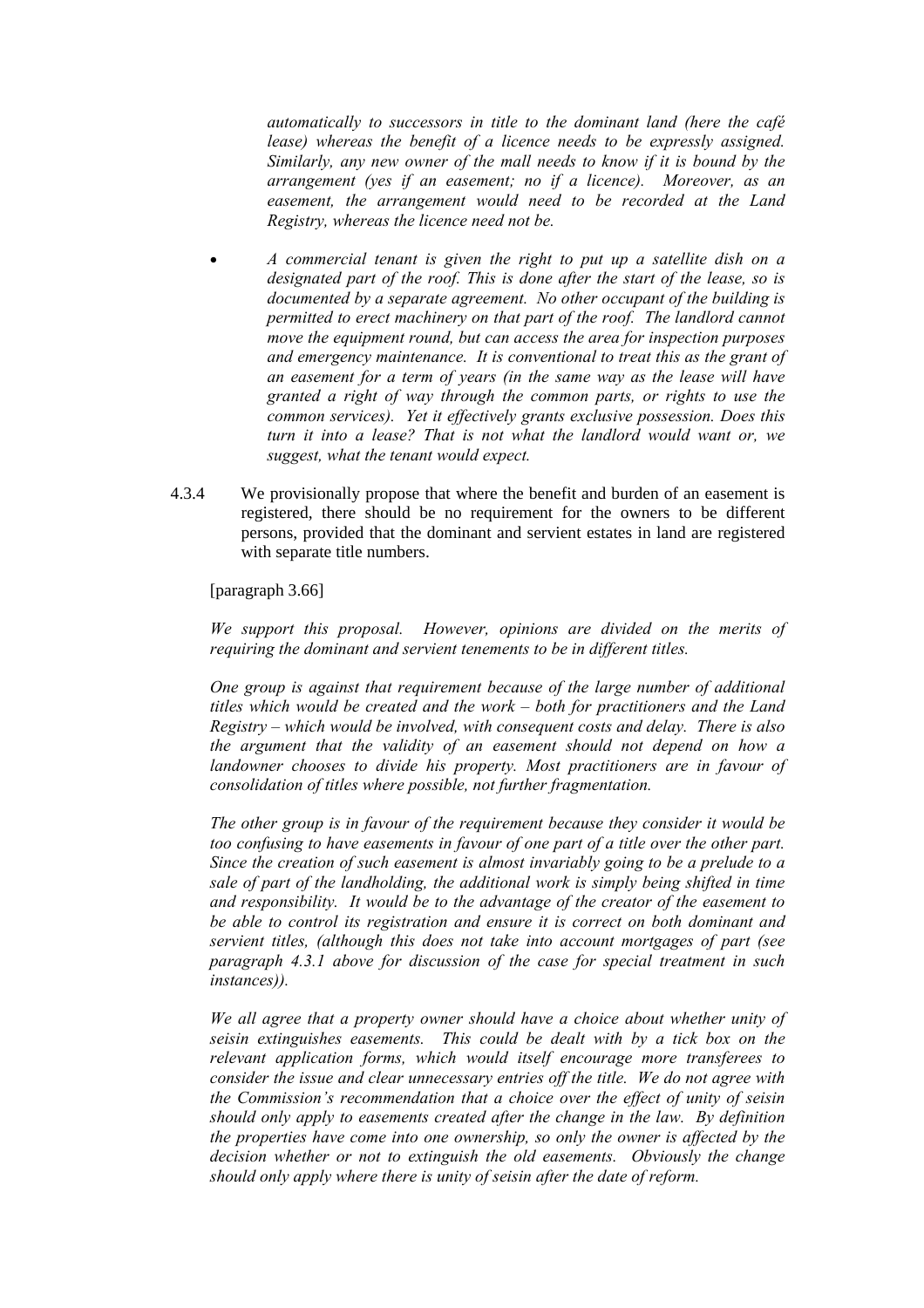*automatically to successors in title to the dominant land (here the café lease) whereas the benefit of a licence needs to be expressly assigned. Similarly, any new owner of the mall needs to know if it is bound by the arrangement (yes if an easement; no if a licence). Moreover, as an easement, the arrangement would need to be recorded at the Land Registry, whereas the licence need not be.*

- *A commercial tenant is given the right to put up a satellite dish on a designated part of the roof. This is done after the start of the lease, so is documented by a separate agreement. No other occupant of the building is permitted to erect machinery on that part of the roof. The landlord cannot move the equipment round, but can access the area for inspection purposes and emergency maintenance. It is conventional to treat this as the grant of an easement for a term of years (in the same way as the lease will have granted a right of way through the common parts, or rights to use the common services). Yet it effectively grants exclusive possession. Does this turn it into a lease? That is not what the landlord would want or, we suggest, what the tenant would expect.*

4.3.4 We provisionally propose that where the benefit and burden of an easement is registered, there should be no requirement for the owners to be different persons, provided that the dominant and servient estates in land are registered with separate title numbers.

[paragraph 3.66]

*We support this proposal. However, opinions are divided on the merits of requiring the dominant and servient tenements to be in different titles.*

*One group is against that requirement because of the large number of additional titles which would be created and the work – both for practitioners and the Land Registry – which would be involved, with consequent costs and delay. There is also the argument that the validity of an easement should not depend on how a landowner chooses to divide his property. Most practitioners are in favour of consolidation of titles where possible, not further fragmentation.*

*The other group is in favour of the requirement because they consider it would be too confusing to have easements in favour of one part of a title over the other part. Since the creation of such easement is almost invariably going to be a prelude to a sale of part of the landholding, the additional work is simply being shifted in time and responsibility. It would be to the advantage of the creator of the easement to be able to control its registration and ensure it is correct on both dominant and servient titles, (although this does not take into account mortgages of part (see paragraph 4.3.1 above for discussion of the case for special treatment in such instances)).*

*We all agree that a property owner should have a choice about whether unity of seisin extinguishes easements. This could be dealt with by a tick box on the relevant application forms, which would itself encourage more transferees to consider the issue and clear unnecessary entries off the title. We do not agree with the Commission's recommendation that a choice over the effect of unity of seisin should only apply to easements created after the change in the law. By definition the properties have come into one ownership, so only the owner is affected by the decision whether or not to extinguish the old easements. Obviously the change should only apply where there is unity of seisin after the date of reform.*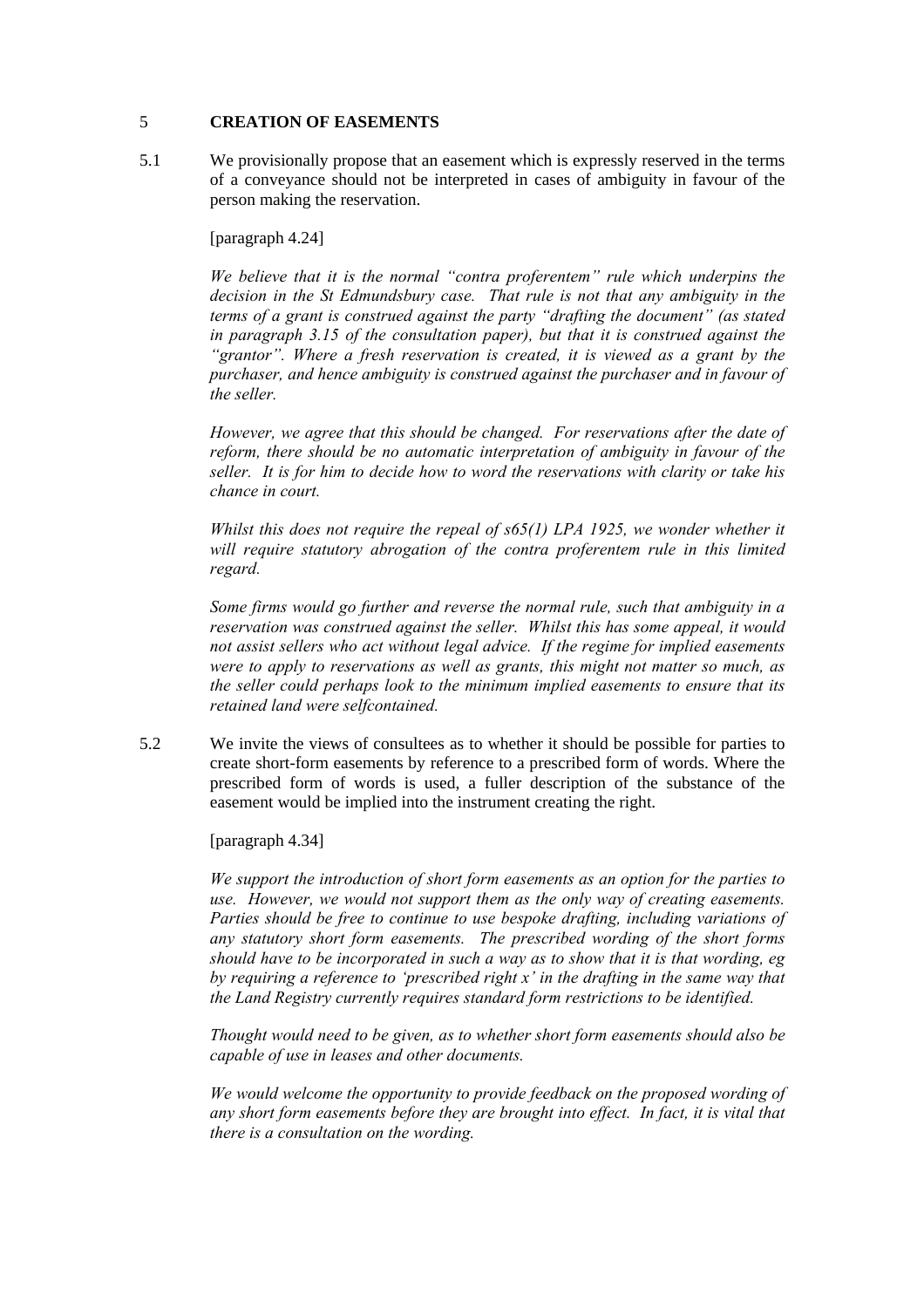## 5 CREATION OF EASEMENTS

5.1 We provisionally propose that an easement which is expressly reserved in the terms of a conveyance should not be interpreted in cases of ambiguity in favour of the person making the reservation.

[paragraph 4.24]

*We believe that it is the normal "contra proferentem" rule which underpins the decision in the St Edmundsbury case. That rule is not that any ambiguity in the terms of a grant is construed against the party "drafting the document" (as stated in paragraph 3.15 of the consultation paper), but that it is construed against the "grantor". Where a fresh reservation is created, it is viewed as a grant by the purchaser, and hence ambiguity is construed against the purchaser and in favour of the seller.*

*However, we agree that this should be changed. For reservations after the date of reform, there should be no automatic interpretation of ambiguity in favour of the seller. It is for him to decide how to word the reservations with clarity or take his chance in court.*

*Whilst this does not require the repeal of s65(1) LPA 1925, we wonder whether it will require statutory abrogation of the contra proferentem rule in this limited regard.*

*Some firms would go further and reverse the normal rule, such that ambiguity in a reservation was construed against the seller. Whilst this has some appeal, it would not assist sellers who act without legal advice. If the regime for implied easements were to apply to reservations as well as grants, this might not matter so much, as the seller could perhaps look to the minimum implied easements to ensure that its retained land were selfcontained.*

5.2 We invite the views of consultees as to whether it should be possible for parties to create short-form easements by reference to a prescribed form of words. Where the prescribed form of words is used, a fuller description of the substance of the easement would be implied into the instrument creating the right.

[paragraph 4.34]

*We support the introduction of short form easements as an option for the parties to use. However, we would not support them as the only way of creating easements. Parties should be free to continue to use bespoke drafting, including variations of any statutory short form easements. The prescribed wording of the short forms should have to be incorporated in such a way as to show that it is that wording, eg by requiring a reference to 'prescribed right x' in the drafting in the same way that the Land Registry currently requires standard form restrictions to be identified.*

*Thought would need to be given, as to whether short form easements should also be capable of use in leases and other documents.*

*We would welcome the opportunity to provide feedback on the proposed wording of any short form easements before they are brought into effect. In fact, it is vital that there is a consultation on the wording.*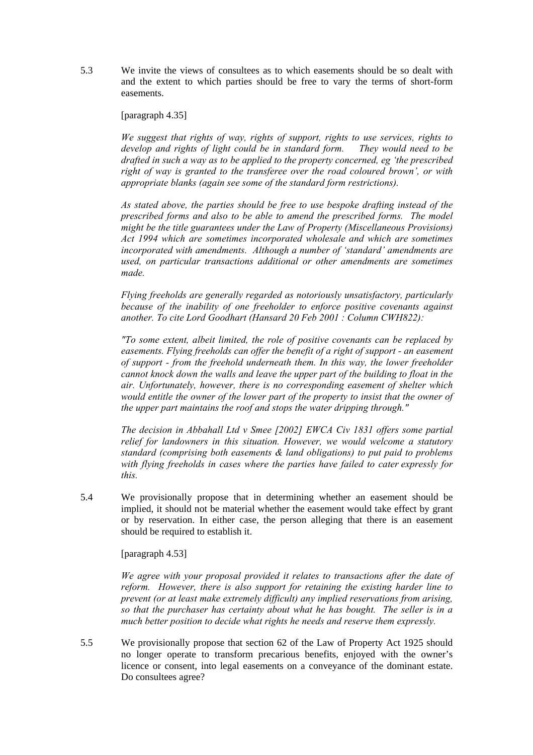5.3 We invite the views of consultees as to which easements should be so dealt with and the extent to which parties should be free to vary the terms of short-form easements.

[paragraph 4.35]

*We suggest that rights of way, rights of support, rights to use services, rights to develop and rights of light could be in standard form. They would need to be drafted in such a way as to be applied to the property concerned, eg 'the prescribed right of way is granted to the transferee over the road coloured brown', or with appropriate blanks (again see some of the standard form restrictions).*

*As stated above, the parties should be free to use bespoke drafting instead of the prescribed forms and also to be able to amend the prescribed forms. The model might be the title guarantees under the Law of Property (Miscellaneous Provisions) Act 1994 which are sometimes incorporated wholesale and which are sometimes incorporated with amendments. Although a number of 'standard' amendments are used, on particular transactions additional or other amendments are sometimes made.*

*Flying freeholds are generally regarded as notoriously unsatisfactory, particularly because of the inability of one freeholder to enforce positive covenants against another. To cite Lord Goodhart (Hansard 20 Feb 2001 : Column CWH822):*

*"To some extent, albeit limited, the role of positive covenants can be replaced by easements. Flying freeholds can offer the benefit of a right of support - an easement of support - from the freehold underneath them. In this way, the lower freeholder cannot knock down the walls and leave the upper part of the building to float in the air. Unfortunately, however, there is no corresponding easement of shelter which would entitle the owner of the lower part of the property to insist that the owner of the upper part maintains the roof and stops the water dripping through."*

*The decision in Abbahall Ltd v Smee [2002] EWCA Civ 1831 offers some partial relief for landowners in this situation. However, we would welcome a statutory standard (comprising both easements & land obligations) to put paid to problems with flying freeholds in cases where the parties have failed to cater expressly for this.*

5.4 We provisionally propose that in determining whether an easement should be implied, it should not be material whether the easement would take effect by grant or by reservation. In either case, the person alleging that there is an easement should be required to establish it.

[paragraph 4.53]

*We agree with your proposal provided it relates to transactions after the date of reform. However, there is also support for retaining the existing harder line to prevent (or at least make extremely difficult) any implied reservations from arising, so that the purchaser has certainty about what he has bought. The seller is in a much better position to decide what rights he needs and reserve them expressly.*

5.5 We provisionally propose that section 62 of the Law of Property Act 1925 should no longer operate to transform precarious benefits, enjoyed with the owner's licence or consent, into legal easements on a conveyance of the dominant estate. Do consultees agree?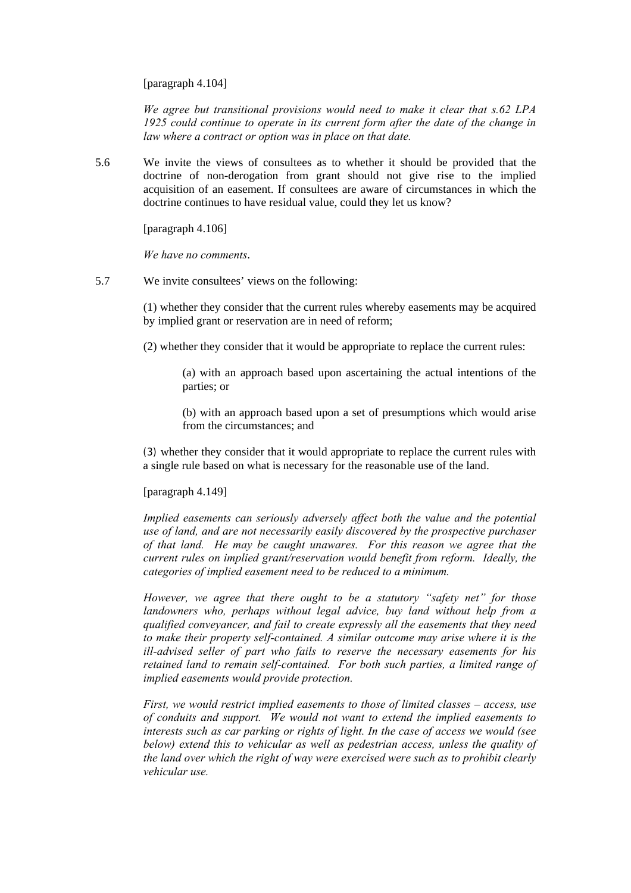[paragraph 4.104]

*We agree but transitional provisions would need to make it clear that s.62 LPA 1925 could continue to operate in its current form after the date of the change in law where a contract or option was in place on that date.*

5.6 We invite the views of consultees as to whether it should be provided that the doctrine of non-derogation from grant should not give rise to the implied acquisition of an easement. If consultees are aware of circumstances in which the doctrine continues to have residual value, could they let us know?

[paragraph 4.106]

*We have no comments*.

5.7 We invite consultees' views on the following:

(1) whether they consider that the current rules whereby easements may be acquired by implied grant or reservation are in need of reform;

(2) whether they consider that it would be appropriate to replace the current rules:

(a) with an approach based upon ascertaining the actual intentions of the parties; or

(b) with an approach based upon a set of presumptions which would arise from the circumstances; and

(3) whether they consider that it would appropriate to replace the current rules with a single rule based on what is necessary for the reasonable use of the land.

[paragraph 4.149]

*Implied easements can seriously adversely affect both the value and the potential use of land, and are not necessarily easily discovered by the prospective purchaser of that land. He may be caught unawares. For this reason we agree that the current rules on implied grant/reservation would benefit from reform. Ideally, the categories of implied easement need to be reduced to a minimum.*

*However, we agree that there ought to be a statutory "safety net" for those landowners who, perhaps without legal advice, buy land without help from a qualified conveyancer, and fail to create expressly all the easements that they need to make their property self-contained. A similar outcome may arise where it is the ill-advised seller of part who fails to reserve the necessary easements for his retained land to remain self-contained. For both such parties, a limited range of implied easements would provide protection.*

*First, we would restrict implied easements to those of limited classes – access, use of conduits and support. We would not want to extend the implied easements to interests such as car parking or rights of light. In the case of access we would (see below) extend this to vehicular as well as pedestrian access, unless the quality of the land over which the right of way were exercised were such as to prohibit clearly vehicular use.*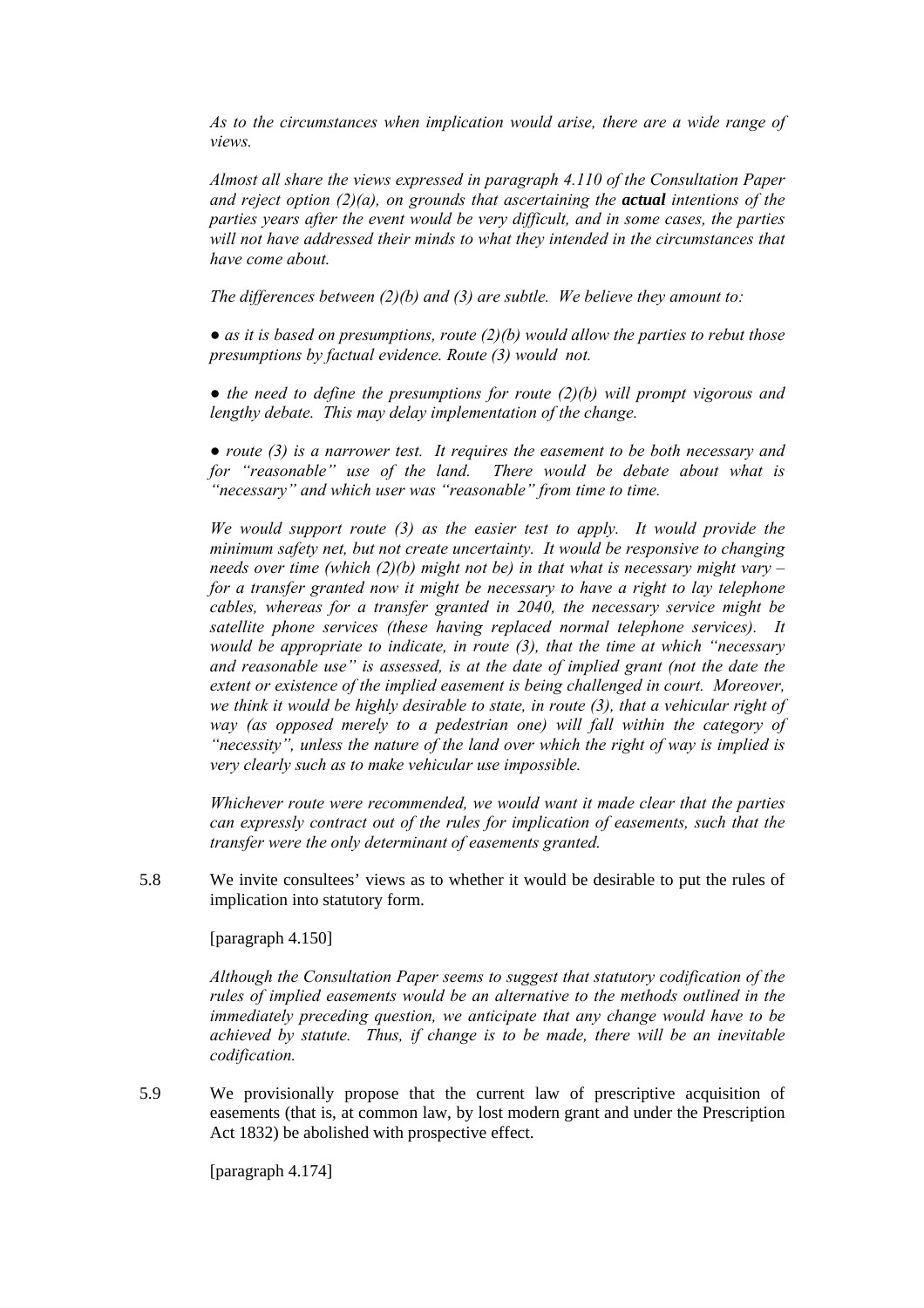*As to the circumstances when implication would arise, there are a wide range of views.*

*Almost all share the views expressed in paragraph 4.110 of the Consultation Paper and reject option (2)(a), on grounds that ascertaining the **actual** intentions of the parties years after the event would be very difficult, and in some cases, the parties will not have addressed their minds to what they intended in the circumstances that have come about.*

*The differences between (2)(b) and (3) are subtle. We believe they amount to:*

- *as it is based on presumptions, route (2)(b) would allow the parties to rebut those presumptions by factual evidence. Route (3) would not.*
- *the need to define the presumptions for route (2)(b) will prompt vigorous and lengthy debate. This may delay implementation of the change.*
- *route (3) is a narrower test. It requires the easement to be both necessary and for "reasonable" use of the land. There would be debate about what is "necessary" and which user was "reasonable" from time to time.*

*We would support route (3) as the easier test to apply. It would provide the minimum safety net, but not create uncertainty. It would be responsive to changing needs over time (which (2)(b) might not be) in that what is necessary might vary – for a transfer granted now it might be necessary to have a right to lay telephone cables, whereas for a transfer granted in 2040, the necessary service might be satellite phone services (these having replaced normal telephone services). It would be appropriate to indicate, in route (3), that the time at which "necessary and reasonable use" is assessed, is at the date of implied grant (not the date the extent or existence of the implied easement is being challenged in court. Moreover, we think it would be highly desirable to state, in route (3), that a vehicular right of way (as opposed merely to a pedestrian one) will fall within the category of "necessity", unless the nature of the land over which the right of way is implied is very clearly such as to make vehicular use impossible.*

*Whichever route were recommended, we would want it made clear that the parties can expressly contract out of the rules for implication of easements, such that the transfer were the only determinant of easements granted.*

5.8 We invite consultees' views as to whether it would be desirable to put the rules of implication into statutory form.

[paragraph 4.150]

*Although the Consultation Paper seems to suggest that statutory codification of the rules of implied easements would be an alternative to the methods outlined in the immediately preceding question, we anticipate that any change would have to be achieved by statute. Thus, if change is to be made, there will be an inevitable codification.*

5.9 We provisionally propose that the current law of prescriptive acquisition of easements (that is, at common law, by lost modern grant and under the Prescription Act 1832) be abolished with prospective effect.

[paragraph 4.174]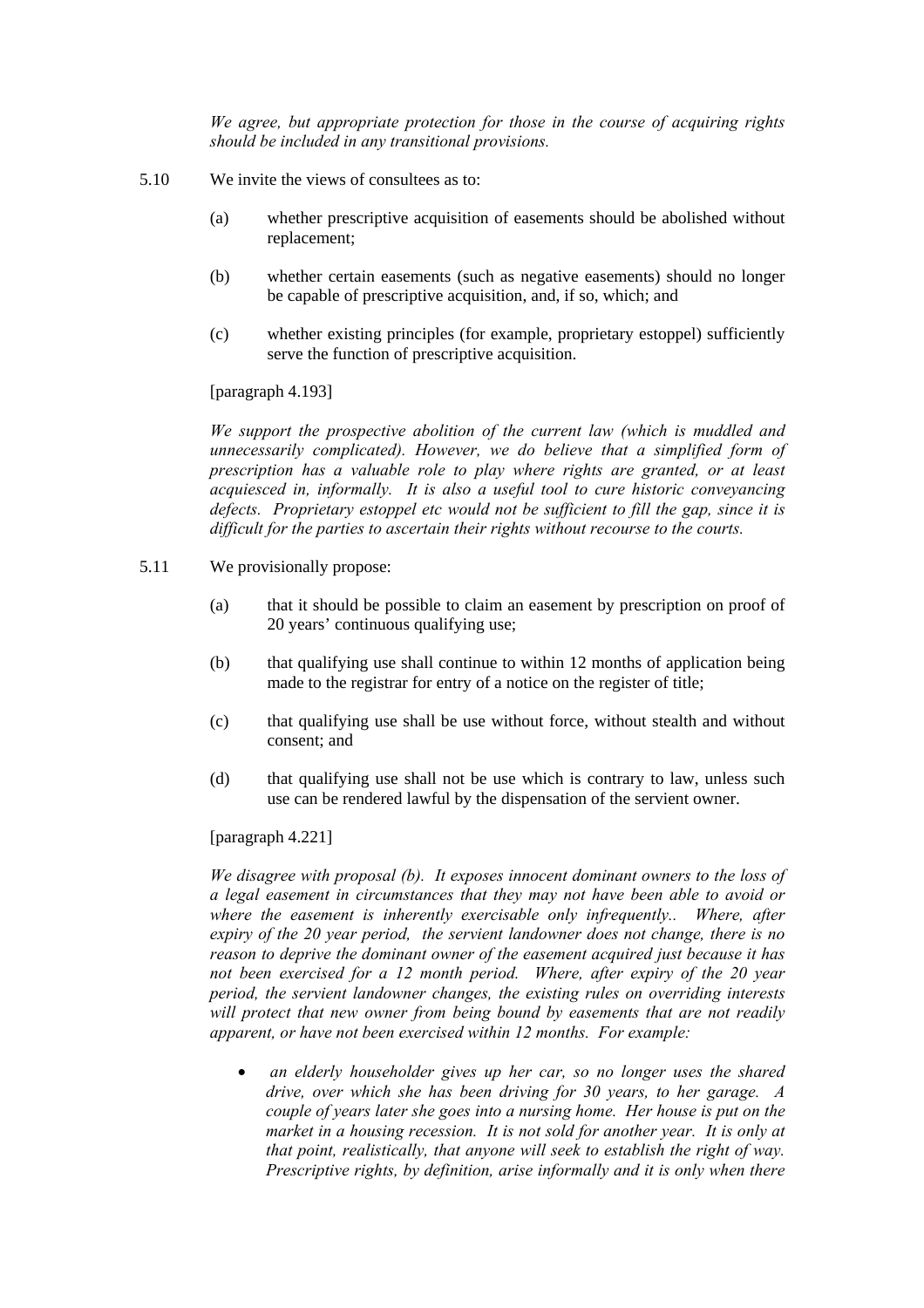*We agree, but appropriate protection for those in the course of acquiring rights should be included in any transitional provisions.*

5.10 We invite the views of consultees as to:

(a) whether prescriptive acquisition of easements should be abolished without replacement;

(b) whether certain easements (such as negative easements) should no longer be capable of prescriptive acquisition, and, if so, which; and

(c) whether existing principles (for example, proprietary estoppel) sufficiently serve the function of prescriptive acquisition.

[paragraph 4.193]

*We support the prospective abolition of the current law (which is muddled and unnecessarily complicated). However, we do believe that a simplified form of prescription has a valuable role to play where rights are granted, or at least acquiesced in, informally. It is also a useful tool to cure historic conveyancing defects. Proprietary estoppel etc would not be sufficient to fill the gap, since it is difficult for the parties to ascertain their rights without recourse to the courts.*

5.11 We provisionally propose:

(a) that it should be possible to claim an easement by prescription on proof of 20 years' continuous qualifying use;

(b) that qualifying use shall continue to within 12 months of application being made to the registrar for entry of a notice on the register of title;

(c) that qualifying use shall be use without force, without stealth and without consent; and

(d) that qualifying use shall not be use which is contrary to law, unless such use can be rendered lawful by the dispensation of the servient owner.

[paragraph 4.221]

*We disagree with proposal (b). It exposes innocent dominant owners to the loss of a legal easement in circumstances that they may not have been able to avoid or where the easement is inherently exercisable only infrequently.. Where, after expiry of the 20 year period, the servient landowner does not change, there is no reason to deprive the dominant owner of the easement acquired just because it has not been exercised for a 12 month period. Where, after expiry of the 20 year period, the servient landowner changes, the existing rules on overriding interests will protect that new owner from being bound by easements that are not readily apparent, or have not been exercised within 12 months. For example:*

- *an elderly householder gives up her car, so no longer uses the shared drive, over which she has been driving for 30 years, to her garage. A couple of years later she goes into a nursing home. Her house is put on the market in a housing recession. It is not sold for another year. It is only at that point, realistically, that anyone will seek to establish the right of way. Prescriptive rights, by definition, arise informally and it is only when there*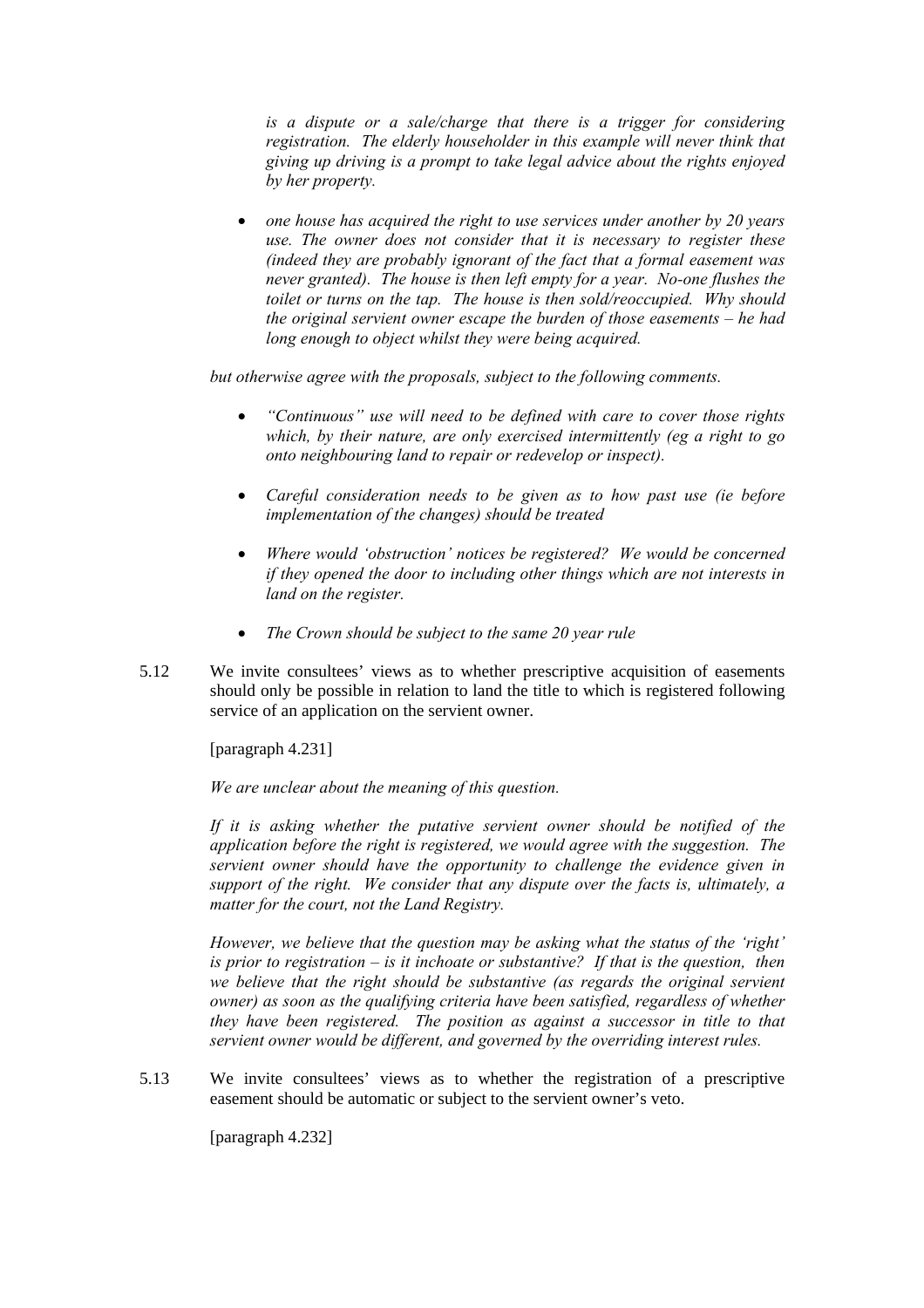*is a dispute or a sale/charge that there is a trigger for considering registration. The elderly householder in this example will never think that giving up driving is a prompt to take legal advice about the rights enjoyed by her property.*

- *one house has acquired the right to use services under another by 20 years use. The owner does not consider that it is necessary to register these (indeed they are probably ignorant of the fact that a formal easement was never granted). The house is then left empty for a year. No-one flushes the toilet or turns on the tap. The house is then sold/reoccupied. Why should the original servient owner escape the burden of those easements – he had long enough to object whilst they were being acquired.*

*but otherwise agree with the proposals, subject to the following comments.*

- *"Continuous" use will need to be defined with care to cover those rights which, by their nature, are only exercised intermittently (eg a right to go onto neighbouring land to repair or redevelop or inspect).*
- *Careful consideration needs to be given as to how past use (ie before implementation of the changes) should be treated*
- *Where would 'obstruction' notices be registered? We would be concerned if they opened the door to including other things which are not interests in land on the register.*
- *The Crown should be subject to the same 20 year rule*

5.12 We invite consultees' views as to whether prescriptive acquisition of easements should only be possible in relation to land the title to which is registered following service of an application on the servient owner.

[paragraph 4.231]

*We are unclear about the meaning of this question.*

*If it is asking whether the putative servient owner should be notified of the application before the right is registered, we would agree with the suggestion. The servient owner should have the opportunity to challenge the evidence given in support of the right. We consider that any dispute over the facts is, ultimately, a matter for the court, not the Land Registry.*

*However, we believe that the question may be asking what the status of the 'right' is prior to registration – is it inchoate or substantive? If that is the question, then we believe that the right should be substantive (as regards the original servient owner) as soon as the qualifying criteria have been satisfied, regardless of whether they have been registered. The position as against a successor in title to that servient owner would be different, and governed by the overriding interest rules.*

5.13 We invite consultees' views as to whether the registration of a prescriptive easement should be automatic or subject to the servient owner's veto.

[paragraph 4.232]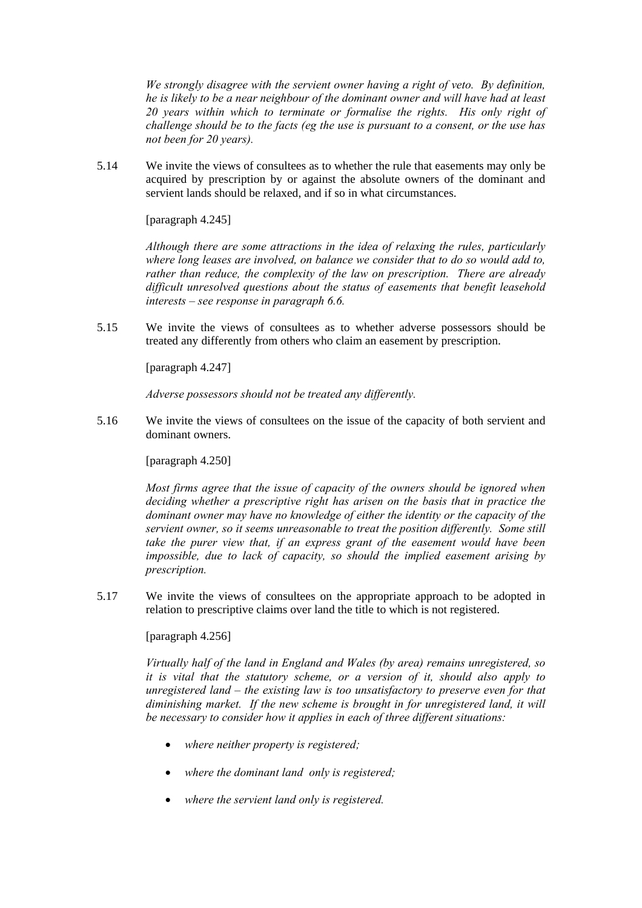*We strongly disagree with the servient owner having a right of veto. By definition, he is likely to be a near neighbour of the dominant owner and will have had at least 20 years within which to terminate or formalise the rights. His only right of challenge should be to the facts (eg the use is pursuant to a consent, or the use has not been for 20 years).*

5.14 We invite the views of consultees as to whether the rule that easements may only be acquired by prescription by or against the absolute owners of the dominant and servient lands should be relaxed, and if so in what circumstances.

[paragraph 4.245]

*Although there are some attractions in the idea of relaxing the rules, particularly where long leases are involved, on balance we consider that to do so would add to, rather than reduce, the complexity of the law on prescription. There are already difficult unresolved questions about the status of easements that benefit leasehold interests – see response in paragraph 6.6.*

5.15 We invite the views of consultees as to whether adverse possessors should be treated any differently from others who claim an easement by prescription.

[paragraph 4.247]

*Adverse possessors should not be treated any differently.*

5.16 We invite the views of consultees on the issue of the capacity of both servient and dominant owners.

[paragraph 4.250]

*Most firms agree that the issue of capacity of the owners should be ignored when deciding whether a prescriptive right has arisen on the basis that in practice the dominant owner may have no knowledge of either the identity or the capacity of the servient owner, so it seems unreasonable to treat the position differently. Some still take the purer view that, if an express grant of the easement would have been impossible, due to lack of capacity, so should the implied easement arising by prescription.*

5.17 We invite the views of consultees on the appropriate approach to be adopted in relation to prescriptive claims over land the title to which is not registered.

[paragraph 4.256]

*Virtually half of the land in England and Wales (by area) remains unregistered, so it is vital that the statutory scheme, or a version of it, should also apply to unregistered land – the existing law is too unsatisfactory to preserve even for that diminishing market. If the new scheme is brought in for unregistered land, it will be necessary to consider how it applies in each of three different situations:*

- *where neither property is registered;*
- *where the dominant land only is registered;*
- *where the servient land only is registered.*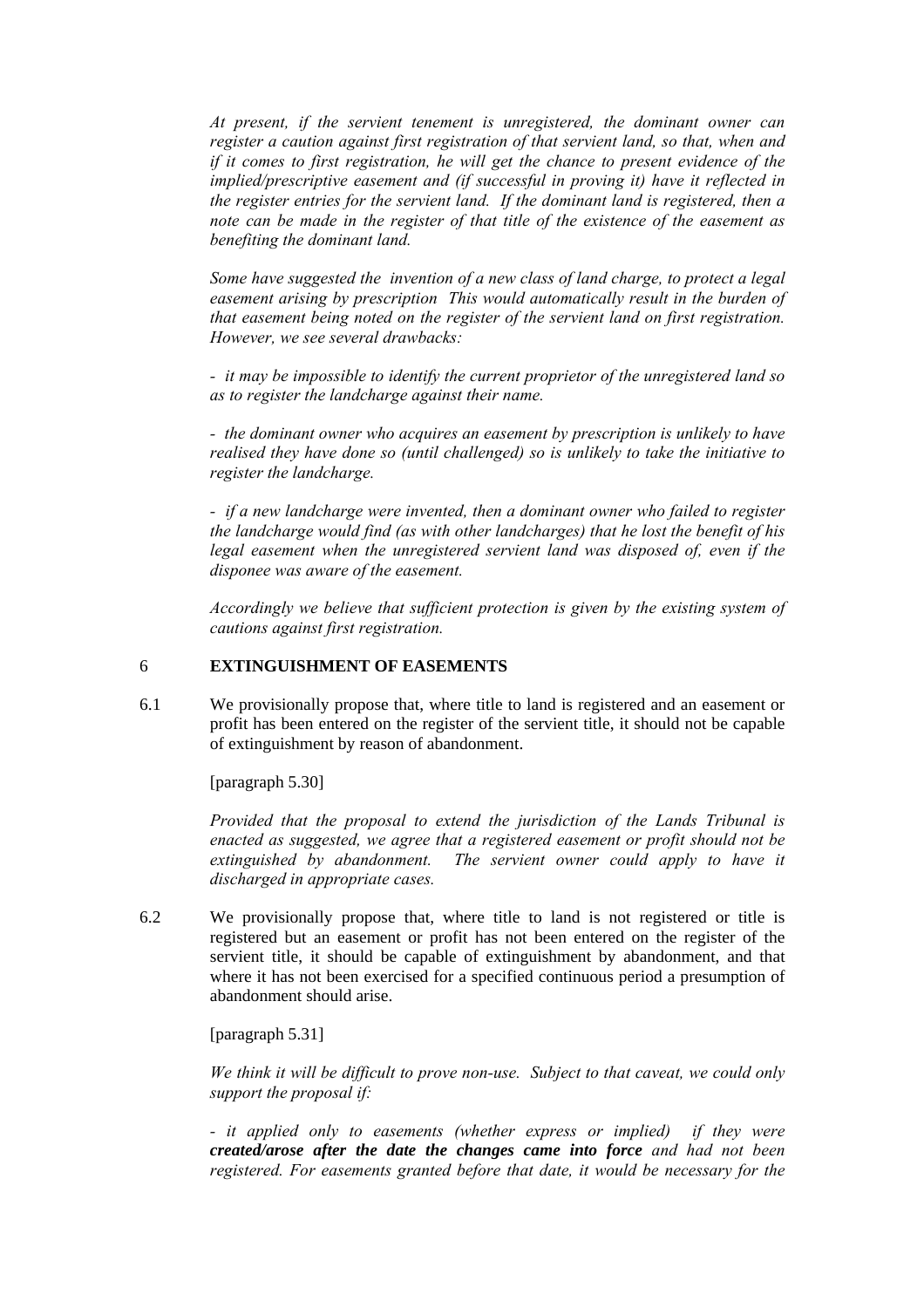*At present, if the servient tenement is unregistered, the dominant owner can register a caution against first registration of that servient land, so that, when and if it comes to first registration, he will get the chance to present evidence of the implied/prescriptive easement and (if successful in proving it) have it reflected in the register entries for the servient land. If the dominant land is registered, then a note can be made in the register of that title of the existence of the easement as benefiting the dominant land.*

*Some have suggested the invention of a new class of land charge, to protect a legal easement arising by prescription This would automatically result in the burden of that easement being noted on the register of the servient land on first registration. However, we see several drawbacks:*

*- it may be impossible to identify the current proprietor of the unregistered land so as to register the landcharge against their name.*

*- the dominant owner who acquires an easement by prescription is unlikely to have realised they have done so (until challenged) so is unlikely to take the initiative to register the landcharge.*

*- if a new landcharge were invented, then a dominant owner who failed to register the landcharge would find (as with other landcharges) that he lost the benefit of his legal easement when the unregistered servient land was disposed of, even if the disponee was aware of the easement.*

*Accordingly we believe that sufficient protection is given by the existing system of cautions against first registration.*

## 6 EXTINGUISHMENT OF EASEMENTS

6.1 We provisionally propose that, where title to land is registered and an easement or profit has been entered on the register of the servient title, it should not be capable of extinguishment by reason of abandonment.

[paragraph 5.30]

*Provided that the proposal to extend the jurisdiction of the Lands Tribunal is enacted as suggested, we agree that a registered easement or profit should not be extinguished by abandonment. The servient owner could apply to have it discharged in appropriate cases.*

6.2 We provisionally propose that, where title to land is not registered or title is registered but an easement or profit has not been entered on the register of the servient title, it should be capable of extinguishment by abandonment, and that where it has not been exercised for a specified continuous period a presumption of abandonment should arise.

[paragraph 5.31]

*We think it will be difficult to prove non-use. Subject to that caveat, we could only support the proposal if:*

*- it applied only to easements (whether express or implied) if they were* ***created/arose after the date the changes came into force*** *and had not been registered. For easements granted before that date, it would be necessary for the*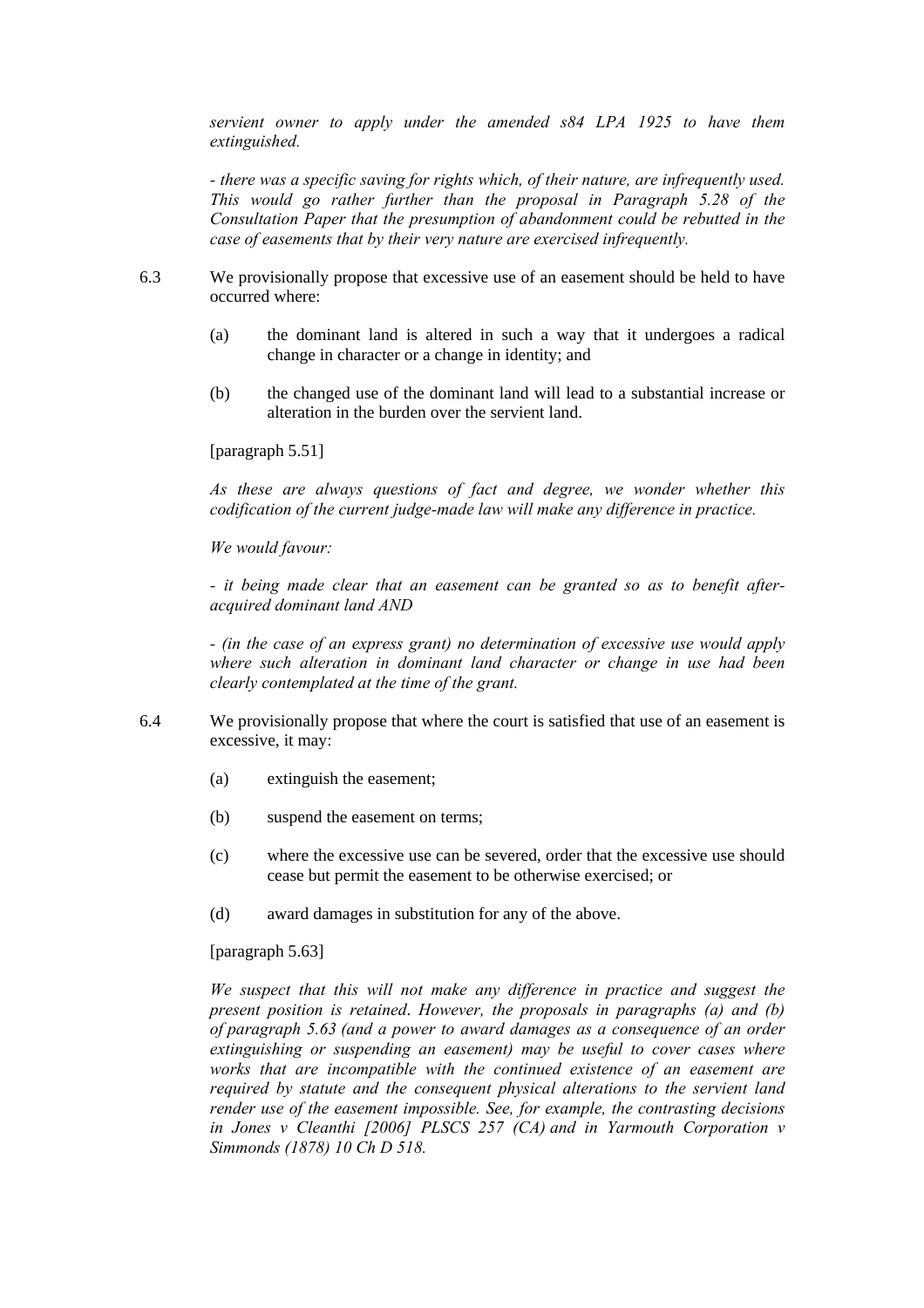*servient owner to apply under the amended s84 LPA 1925 to have them extinguished.*

*- there was a specific saving for rights which, of their nature, are infrequently used. This would go rather further than the proposal in Paragraph 5.28 of the Consultation Paper that the presumption of abandonment could be rebutted in the case of easements that by their very nature are exercised infrequently.*

6.3 We provisionally propose that excessive use of an easement should be held to have occurred where:

(a) the dominant land is altered in such a way that it undergoes a radical change in character or a change in identity; and

(b) the changed use of the dominant land will lead to a substantial increase or alteration in the burden over the servient land.

[paragraph 5.51]

*As these are always questions of fact and degree, we wonder whether this codification of the current judge-made law will make any difference in practice.*

*We would favour:*

*- it being made clear that an easement can be granted so as to benefit after-acquired dominant land AND*

*- (in the case of an express grant) no determination of excessive use would apply where such alteration in dominant land character or change in use had been clearly contemplated at the time of the grant.*

6.4 We provisionally propose that where the court is satisfied that use of an easement is excessive, it may:

(a) extinguish the easement;

(b) suspend the easement on terms;

(c) where the excessive use can be severed, order that the excessive use should cease but permit the easement to be otherwise exercised; or

(d) award damages in substitution for any of the above.

[paragraph 5.63]

*We suspect that this will not make any difference in practice and suggest the present position is retained. However, the proposals in paragraphs (a) and (b) of paragraph 5.63 (and a power to award damages as a consequence of an order extinguishing or suspending an easement) may be useful to cover cases where works that are incompatible with the continued existence of an easement are required by statute and the consequent physical alterations to the servient land render use of the easement impossible. See, for example, the contrasting decisions in Jones v Cleanthi [2006] PLSCS 257 (CA) and in Yarmouth Corporation v Simmonds (1878) 10 Ch D 518.*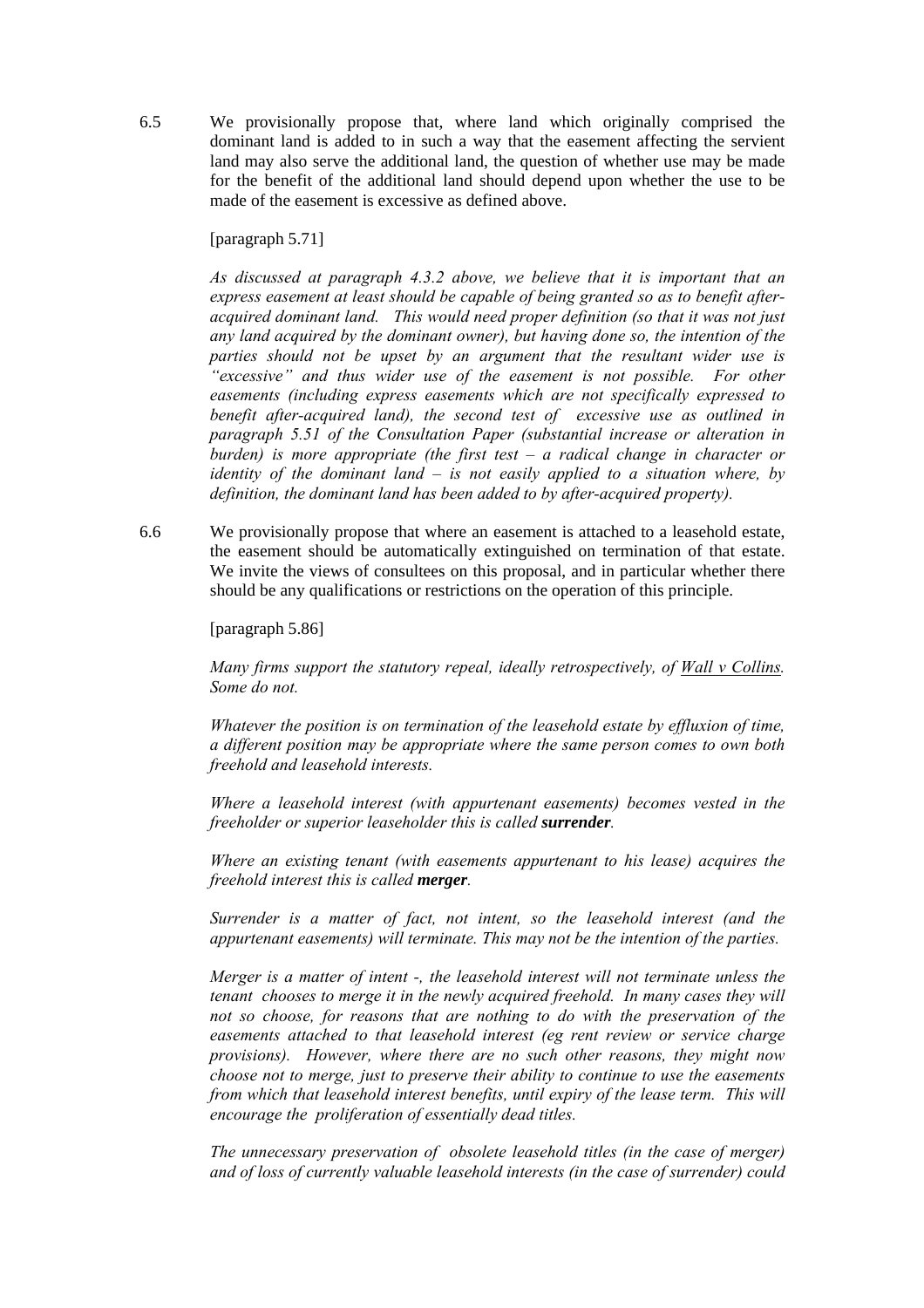6.5 We provisionally propose that, where land which originally comprised the dominant land is added to in such a way that the easement affecting the servient land may also serve the additional land, the question of whether use may be made for the benefit of the additional land should depend upon whether the use to be made of the easement is excessive as defined above.

[paragraph 5.71]

*As discussed at paragraph 4.3.2 above, we believe that it is important that an express easement at least should be capable of being granted so as to benefit after-acquired dominant land. This would need proper definition (so that it was not just any land acquired by the dominant owner), but having done so, the intention of the parties should not be upset by an argument that the resultant wider use is "excessive" and thus wider use of the easement is not possible. For other easements (including express easements which are not specifically expressed to benefit after-acquired land), the second test of excessive use as outlined in paragraph 5.51 of the Consultation Paper (substantial increase or alteration in burden) is more appropriate (the first test – a radical change in character or identity of the dominant land – is not easily applied to a situation where, by definition, the dominant land has been added to by after-acquired property).*

6.6 We provisionally propose that where an easement is attached to a leasehold estate, the easement should be automatically extinguished on termination of that estate. We invite the views of consultees on this proposal, and in particular whether there should be any qualifications or restrictions on the operation of this principle.

[paragraph 5.86]

*Many firms support the statutory repeal, ideally retrospectively, of Wall v Collins. Some do not.*

*Whatever the position is on termination of the leasehold estate by effluxion of time, a different position may be appropriate where the same person comes to own both freehold and leasehold interests.*

*Where a leasehold interest (with appurtenant easements) becomes vested in the freeholder or superior leaseholder this is called **surrender**.*

*Where an existing tenant (with easements appurtenant to his lease) acquires the freehold interest this is called **merger**.*

*Surrender is a matter of fact, not intent, so the leasehold interest (and the appurtenant easements) will terminate. This may not be the intention of the parties.*

*Merger is a matter of intent -, the leasehold interest will not terminate unless the tenant chooses to merge it in the newly acquired freehold. In many cases they will not so choose, for reasons that are nothing to do with the preservation of the easements attached to that leasehold interest (eg rent review or service charge provisions). However, where there are no such other reasons, they might now choose not to merge, just to preserve their ability to continue to use the easements from which that leasehold interest benefits, until expiry of the lease term. This will encourage the proliferation of essentially dead titles.*

*The unnecessary preservation of obsolete leasehold titles (in the case of merger) and of loss of currently valuable leasehold interests (in the case of surrender) could*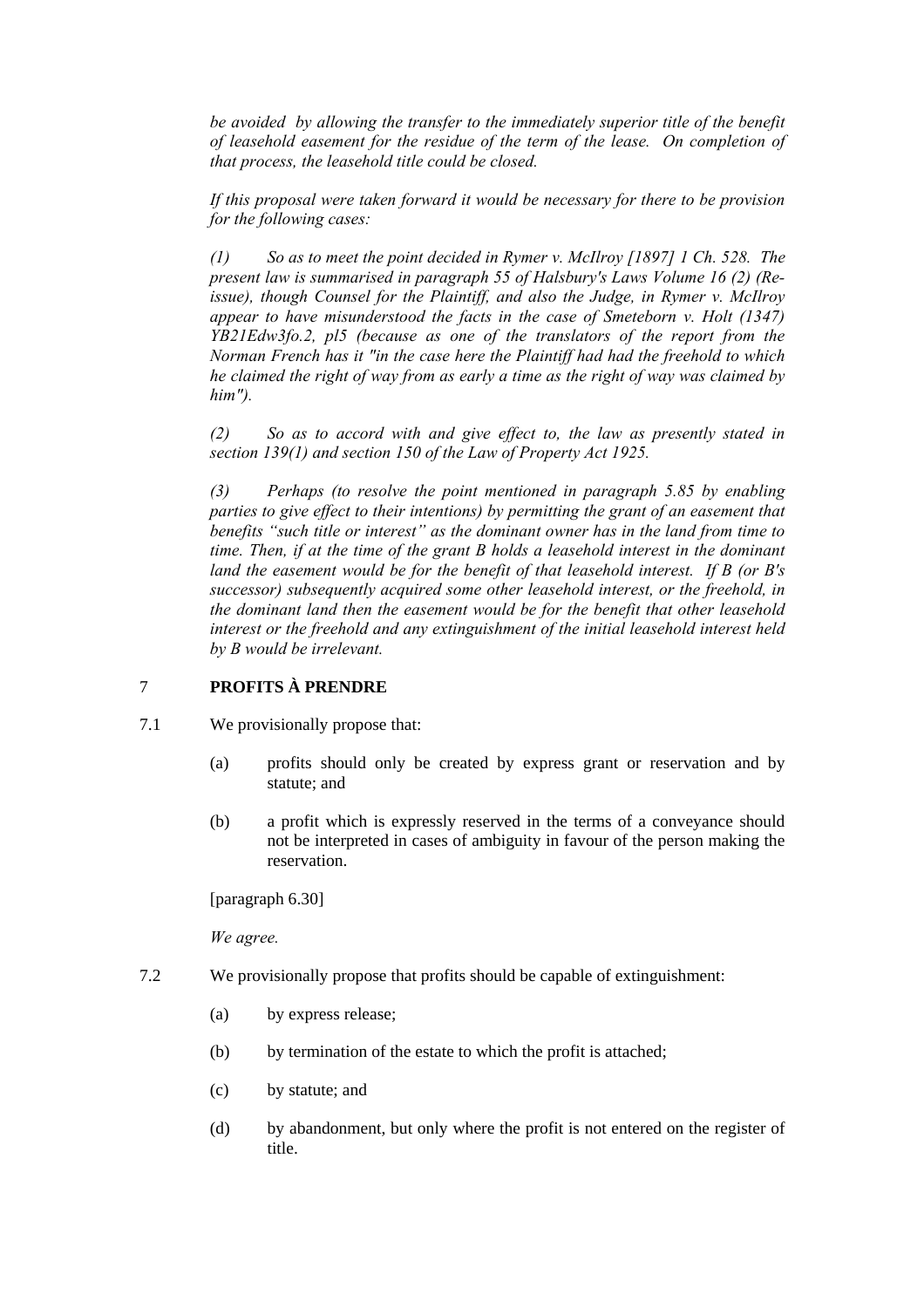*be avoided by allowing the transfer to the immediately superior title of the benefit of leasehold easement for the residue of the term of the lease. On completion of that process, the leasehold title could be closed.*

*If this proposal were taken forward it would be necessary for there to be provision for the following cases:*

*(1) So as to meet the point decided in Rymer v. McIlroy [1897] 1 Ch. 528. The present law is summarised in paragraph 55 of Halsbury's Laws Volume 16 (2) (Re-issue), though Counsel for the Plaintiff, and also the Judge, in Rymer v. McIlroy appear to have misunderstood the facts in the case of Smeteborn v. Holt (1347) YB21Edw3fo.2, pl5 (because as one of the translators of the report from the Norman French has it "in the case here the Plaintiff had had the freehold to which he claimed the right of way from as early a time as the right of way was claimed by him").*

*(2) So as to accord with and give effect to, the law as presently stated in section 139(1) and section 150 of the Law of Property Act 1925.*

*(3) Perhaps (to resolve the point mentioned in paragraph 5.85 by enabling parties to give effect to their intentions) by permitting the grant of an easement that benefits "such title or interest" as the dominant owner has in the land from time to time. Then, if at the time of the grant B holds a leasehold interest in the dominant land the easement would be for the benefit of that leasehold interest. If B (or B's successor) subsequently acquired some other leasehold interest, or the freehold, in the dominant land then the easement would be for the benefit that other leasehold interest or the freehold and any extinguishment of the initial leasehold interest held by B would be irrelevant.*

## 7 PROFITS À PRENDRE

7.1 We provisionally propose that:

(a) profits should only be created by express grant or reservation and by statute; and

(b) a profit which is expressly reserved in the terms of a conveyance should not be interpreted in cases of ambiguity in favour of the person making the reservation.

[paragraph 6.30]

*We agree.*

7.2 We provisionally propose that profits should be capable of extinguishment:

(a) by express release;

(b) by termination of the estate to which the profit is attached;

(c) by statute; and

(d) by abandonment, but only where the profit is not entered on the register of title.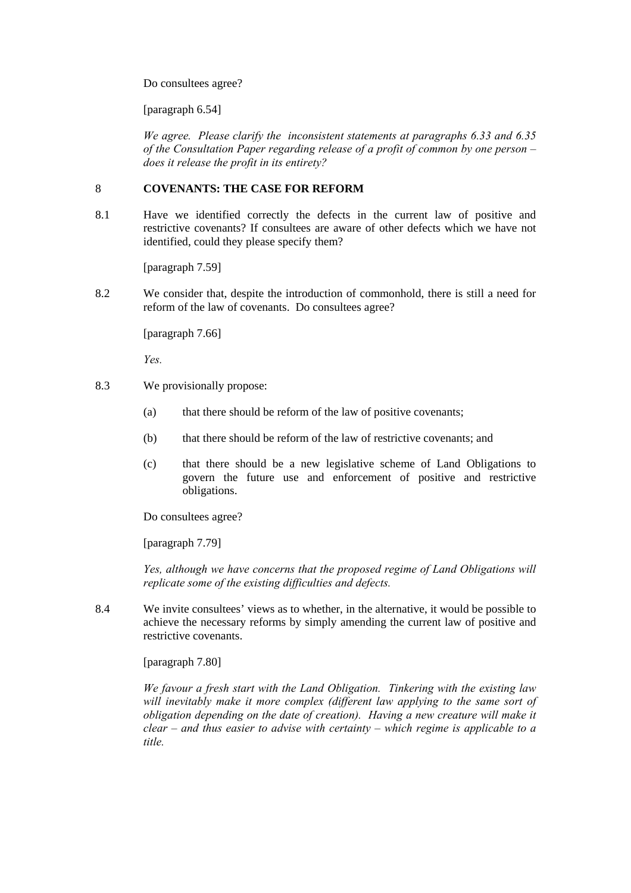Do consultees agree?

[paragraph 6.54]

*We agree. Please clarify the inconsistent statements at paragraphs 6.33 and 6.35 of the Consultation Paper regarding release of a profit of common by one person – does it release the profit in its entirety?*

## 8 COVENANTS: THE CASE FOR REFORM

8.1 Have we identified correctly the defects in the current law of positive and restrictive covenants? If consultees are aware of other defects which we have not identified, could they please specify them?

[paragraph 7.59]

8.2 We consider that, despite the introduction of commonhold, there is still a need for reform of the law of covenants. Do consultees agree?

[paragraph 7.66]

*Yes.*

8.3 We provisionally propose:

(a) that there should be reform of the law of positive covenants;

(b) that there should be reform of the law of restrictive covenants; and

(c) that there should be a new legislative scheme of Land Obligations to govern the future use and enforcement of positive and restrictive obligations.

Do consultees agree?

[paragraph 7.79]

*Yes, although we have concerns that the proposed regime of Land Obligations will replicate some of the existing difficulties and defects.*

8.4 We invite consultees' views as to whether, in the alternative, it would be possible to achieve the necessary reforms by simply amending the current law of positive and restrictive covenants.

[paragraph 7.80]

*We favour a fresh start with the Land Obligation. Tinkering with the existing law will inevitably make it more complex (different law applying to the same sort of obligation depending on the date of creation). Having a new creature will make it clear – and thus easier to advise with certainty – which regime is applicable to a title.*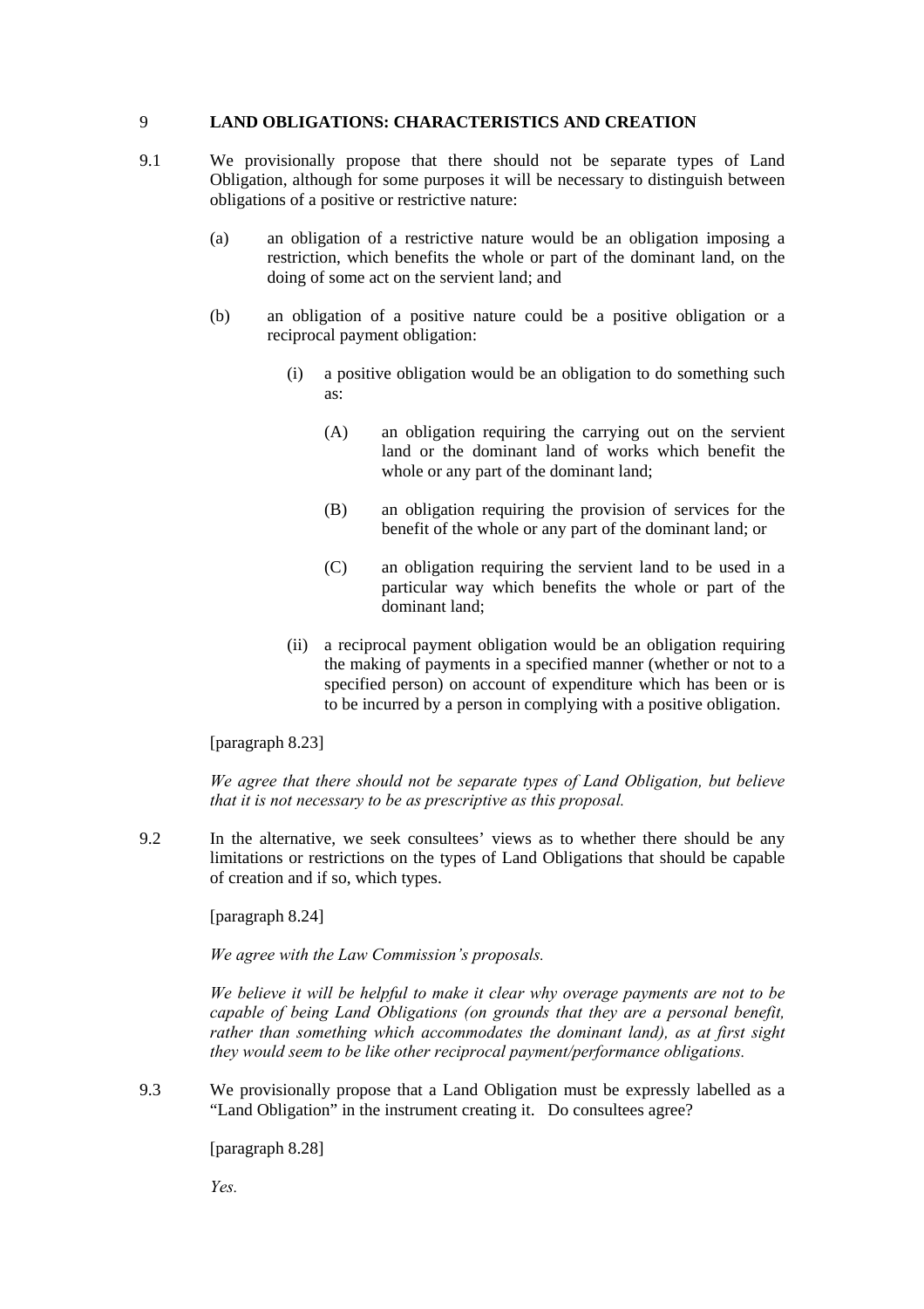## 9 LAND OBLIGATIONS: CHARACTERISTICS AND CREATION

9.1 We provisionally propose that there should not be separate types of Land Obligation, although for some purposes it will be necessary to distinguish between obligations of a positive or restrictive nature:

(a) an obligation of a restrictive nature would be an obligation imposing a restriction, which benefits the whole or part of the dominant land, on the doing of some act on the servient land; and

(b) an obligation of a positive nature could be a positive obligation or a reciprocal payment obligation:

(i) a positive obligation would be an obligation to do something such as:

(A) an obligation requiring the carrying out on the servient land or the dominant land of works which benefit the whole or any part of the dominant land;

(B) an obligation requiring the provision of services for the benefit of the whole or any part of the dominant land; or

(C) an obligation requiring the servient land to be used in a particular way which benefits the whole or part of the dominant land;

(ii) a reciprocal payment obligation would be an obligation requiring the making of payments in a specified manner (whether or not to a specified person) on account of expenditure which has been or is to be incurred by a person in complying with a positive obligation.

[paragraph 8.23]

*We agree that there should not be separate types of Land Obligation, but believe that it is not necessary to be as prescriptive as this proposal.*

9.2 In the alternative, we seek consultees' views as to whether there should be any limitations or restrictions on the types of Land Obligations that should be capable of creation and if so, which types.

[paragraph 8.24]

*We agree with the Law Commission's proposals.*

*We believe it will be helpful to make it clear why overage payments are not to be capable of being Land Obligations (on grounds that they are a personal benefit, rather than something which accommodates the dominant land), as at first sight they would seem to be like other reciprocal payment/performance obligations.*

9.3 We provisionally propose that a Land Obligation must be expressly labelled as a "Land Obligation" in the instrument creating it. Do consultees agree?

[paragraph 8.28]

*Yes.*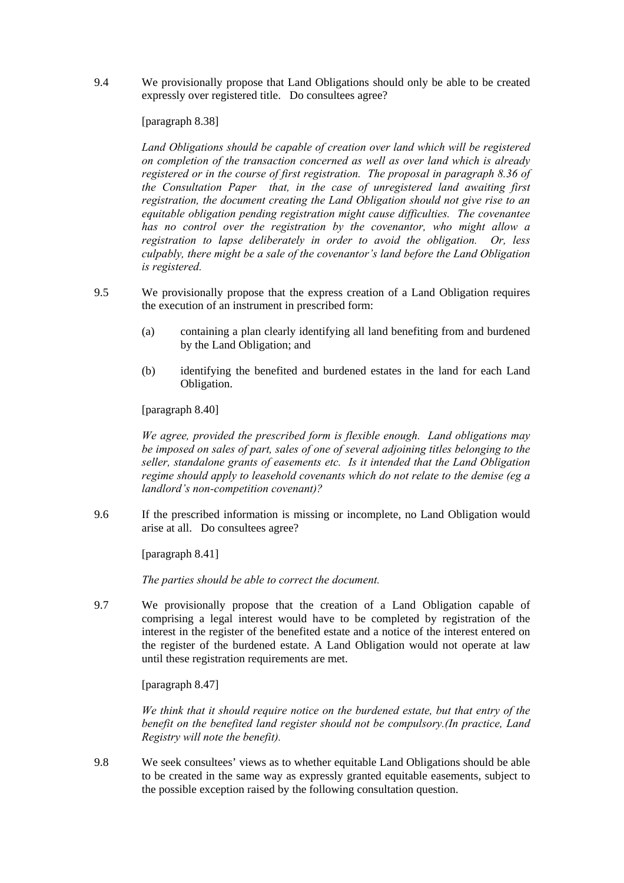9.4 We provisionally propose that Land Obligations should only be able to be created expressly over registered title. Do consultees agree?

[paragraph 8.38]

*Land Obligations should be capable of creation over land which will be registered on completion of the transaction concerned as well as over land which is already registered or in the course of first registration. The proposal in paragraph 8.36 of the Consultation Paper that, in the case of unregistered land awaiting first registration, the document creating the Land Obligation should not give rise to an equitable obligation pending registration might cause difficulties. The covenantee has no control over the registration by the covenantor, who might allow a registration to lapse deliberately in order to avoid the obligation. Or, less culpably, there might be a sale of the covenantor's land before the Land Obligation is registered.*

9.5 We provisionally propose that the express creation of a Land Obligation requires the execution of an instrument in prescribed form:

(a) containing a plan clearly identifying all land benefiting from and burdened by the Land Obligation; and

(b) identifying the benefited and burdened estates in the land for each Land Obligation.

[paragraph 8.40]

*We agree, provided the prescribed form is flexible enough. Land obligations may be imposed on sales of part, sales of one of several adjoining titles belonging to the seller, standalone grants of easements etc. Is it intended that the Land Obligation regime should apply to leasehold covenants which do not relate to the demise (eg a landlord's non-competition covenant)?*

9.6 If the prescribed information is missing or incomplete, no Land Obligation would arise at all. Do consultees agree?

[paragraph 8.41]

*The parties should be able to correct the document.*

9.7 We provisionally propose that the creation of a Land Obligation capable of comprising a legal interest would have to be completed by registration of the interest in the register of the benefited estate and a notice of the interest entered on the register of the burdened estate. A Land Obligation would not operate at law until these registration requirements are met.

[paragraph 8.47]

*We think that it should require notice on the burdened estate, but that entry of the benefit on the benefited land register should not be compulsory.(In practice, Land Registry will note the benefit).*

9.8 We seek consultees' views as to whether equitable Land Obligations should be able to be created in the same way as expressly granted equitable easements, subject to the possible exception raised by the following consultation question.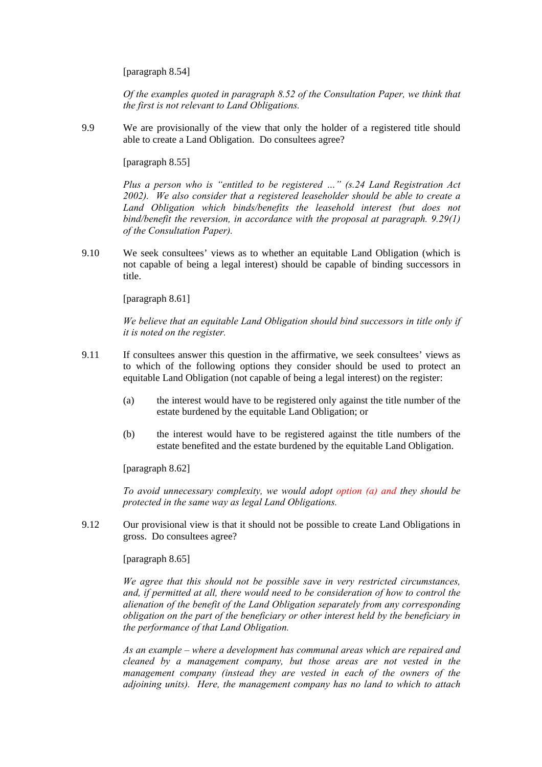[paragraph 8.54]

*Of the examples quoted in paragraph 8.52 of the Consultation Paper, we think that the first is not relevant to Land Obligations.*

9.9 We are provisionally of the view that only the holder of a registered title should able to create a Land Obligation. Do consultees agree?

[paragraph 8.55]

*Plus a person who is "entitled to be registered …" (s.24 Land Registration Act 2002). We also consider that a registered leaseholder should be able to create a Land Obligation which binds/benefits the leasehold interest (but does not bind/benefit the reversion, in accordance with the proposal at paragraph. 9.29(1) of the Consultation Paper).*

9.10 We seek consultees' views as to whether an equitable Land Obligation (which is not capable of being a legal interest) should be capable of binding successors in title.

[paragraph 8.61]

*We believe that an equitable Land Obligation should bind successors in title only if it is noted on the register.*

9.11 If consultees answer this question in the affirmative, we seek consultees' views as to which of the following options they consider should be used to protect an equitable Land Obligation (not capable of being a legal interest) on the register:

(a) the interest would have to be registered only against the title number of the estate burdened by the equitable Land Obligation; or

(b) the interest would have to be registered against the title numbers of the estate benefited and the estate burdened by the equitable Land Obligation.

[paragraph 8.62]

*To avoid unnecessary complexity, we would adopt option (a) and they should be protected in the same way as legal Land Obligations.*

9.12 Our provisional view is that it should not be possible to create Land Obligations in gross. Do consultees agree?

[paragraph 8.65]

*We agree that this should not be possible save in very restricted circumstances, and, if permitted at all, there would need to be consideration of how to control the alienation of the benefit of the Land Obligation separately from any corresponding obligation on the part of the beneficiary or other interest held by the beneficiary in the performance of that Land Obligation.*

*As an example – where a development has communal areas which are repaired and cleaned by a management company, but those areas are not vested in the management company (instead they are vested in each of the owners of the adjoining units). Here, the management company has no land to which to attach*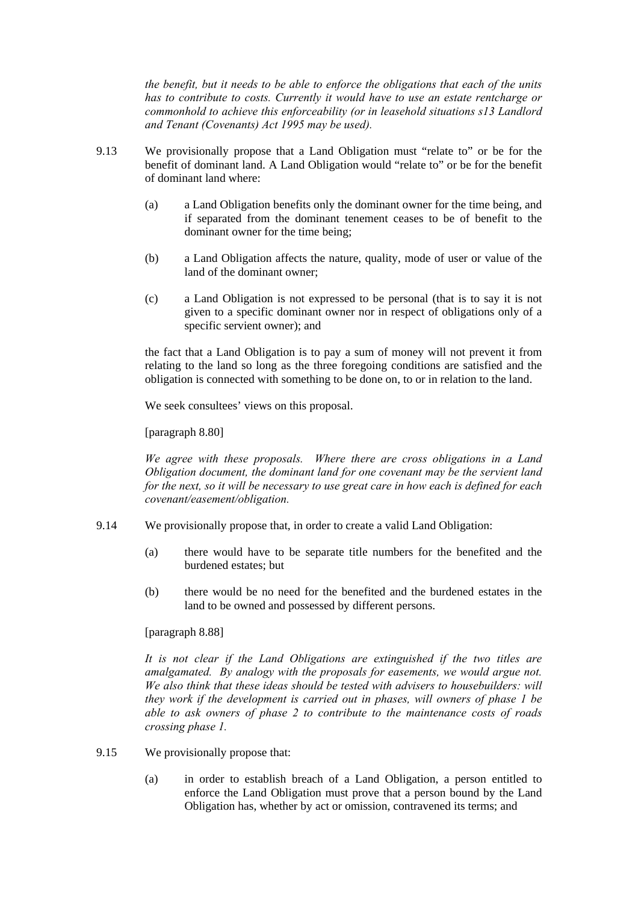*the benefit, but it needs to be able to enforce the obligations that each of the units has to contribute to costs. Currently it would have to use an estate rentcharge or commonhold to achieve this enforceability (or in leasehold situations s13 Landlord and Tenant (Covenants) Act 1995 may be used).*

9.13 We provisionally propose that a Land Obligation must "relate to" or be for the benefit of dominant land. A Land Obligation would "relate to" or be for the benefit of dominant land where:

(a) a Land Obligation benefits only the dominant owner for the time being, and if separated from the dominant tenement ceases to be of benefit to the dominant owner for the time being;

(b) a Land Obligation affects the nature, quality, mode of user or value of the land of the dominant owner;

(c) a Land Obligation is not expressed to be personal (that is to say it is not given to a specific dominant owner nor in respect of obligations only of a specific servient owner); and

the fact that a Land Obligation is to pay a sum of money will not prevent it from relating to the land so long as the three foregoing conditions are satisfied and the obligation is connected with something to be done on, to or in relation to the land.

We seek consultees' views on this proposal.

[paragraph 8.80]

*We agree with these proposals. Where there are cross obligations in a Land Obligation document, the dominant land for one covenant may be the servient land for the next, so it will be necessary to use great care in how each is defined for each covenant/easement/obligation.*

9.14 We provisionally propose that, in order to create a valid Land Obligation:

(a) there would have to be separate title numbers for the benefited and the burdened estates; but

(b) there would be no need for the benefited and the burdened estates in the land to be owned and possessed by different persons.

[paragraph 8.88]

*It is not clear if the Land Obligations are extinguished if the two titles are amalgamated. By analogy with the proposals for easements, we would argue not. We also think that these ideas should be tested with advisers to housebuilders: will they work if the development is carried out in phases, will owners of phase 1 be able to ask owners of phase 2 to contribute to the maintenance costs of roads crossing phase 1.*

9.15 We provisionally propose that:

(a) in order to establish breach of a Land Obligation, a person entitled to enforce the Land Obligation must prove that a person bound by the Land Obligation has, whether by act or omission, contravened its terms; and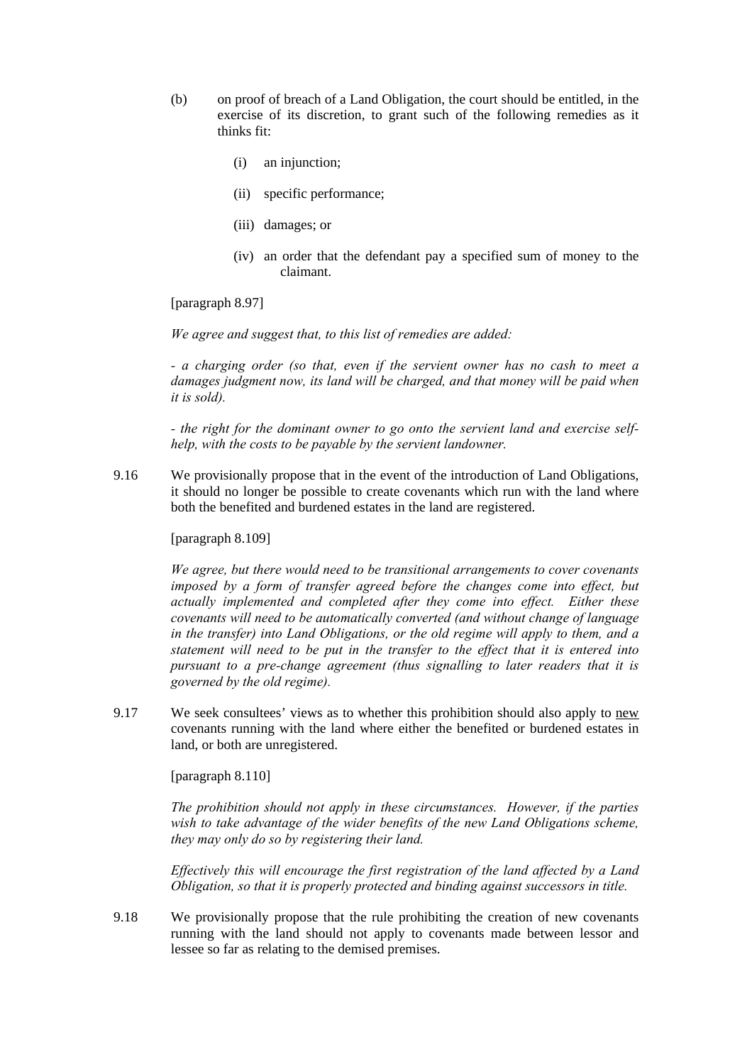(b) on proof of breach of a Land Obligation, the court should be entitled, in the exercise of its discretion, to grant such of the following remedies as it thinks fit:

   (i) an injunction;

   (ii) specific performance;

   (iii) damages; or

   (iv) an order that the defendant pay a specified sum of money to the claimant.

[paragraph 8.97]

*We agree and suggest that, to this list of remedies are added:*

*- a charging order (so that, even if the servient owner has no cash to meet a damages judgment now, its land will be charged, and that money will be paid when it is sold).*

*- the right for the dominant owner to go onto the servient land and exercise self-help, with the costs to be payable by the servient landowner.*

9.16 We provisionally propose that in the event of the introduction of Land Obligations, it should no longer be possible to create covenants which run with the land where both the benefited and burdened estates in the land are registered.

[paragraph 8.109]

*We agree, but there would need to be transitional arrangements to cover covenants imposed by a form of transfer agreed before the changes come into effect, but actually implemented and completed after they come into effect. Either these covenants will need to be automatically converted (and without change of language in the transfer) into Land Obligations, or the old regime will apply to them, and a statement will need to be put in the transfer to the effect that it is entered into pursuant to a pre-change agreement (thus signalling to later readers that it is governed by the old regime).*

9.17 We seek consultees' views as to whether this prohibition should also apply to <u>new</u> covenants running with the land where either the benefited or burdened estates in land, or both are unregistered.

[paragraph 8.110]

*The prohibition should not apply in these circumstances. However, if the parties wish to take advantage of the wider benefits of the new Land Obligations scheme, they may only do so by registering their land.*

*Effectively this will encourage the first registration of the land affected by a Land Obligation, so that it is properly protected and binding against successors in title.*

9.18 We provisionally propose that the rule prohibiting the creation of new covenants running with the land should not apply to covenants made between lessor and lessee so far as relating to the demised premises.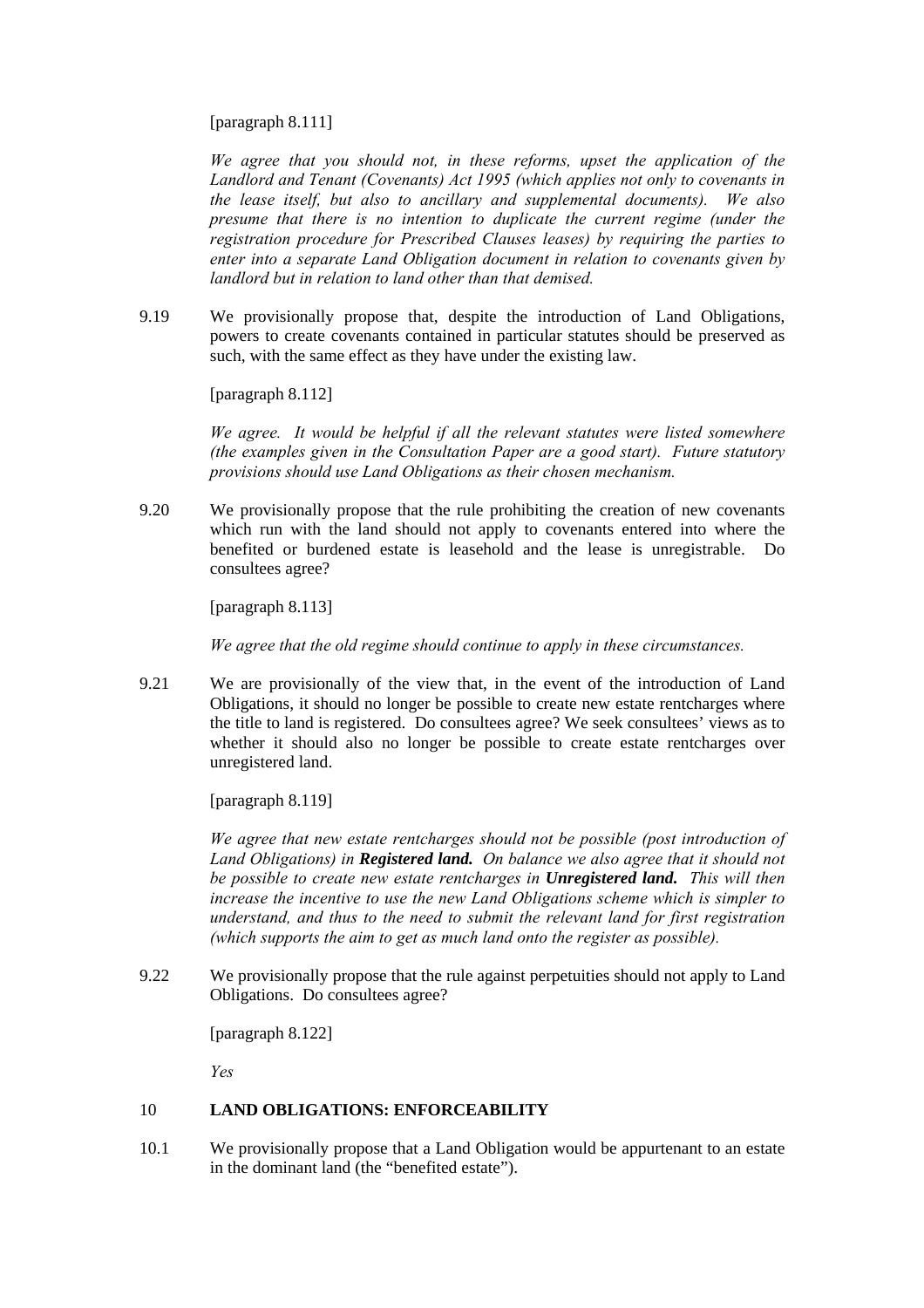[paragraph 8.111]

*We agree that you should not, in these reforms, upset the application of the Landlord and Tenant (Covenants) Act 1995 (which applies not only to covenants in the lease itself, but also to ancillary and supplemental documents). We also presume that there is no intention to duplicate the current regime (under the registration procedure for Prescribed Clauses leases) by requiring the parties to enter into a separate Land Obligation document in relation to covenants given by landlord but in relation to land other than that demised.*

9.19 We provisionally propose that, despite the introduction of Land Obligations, powers to create covenants contained in particular statutes should be preserved as such, with the same effect as they have under the existing law.

[paragraph 8.112]

*We agree. It would be helpful if all the relevant statutes were listed somewhere (the examples given in the Consultation Paper are a good start). Future statutory provisions should use Land Obligations as their chosen mechanism.*

9.20 We provisionally propose that the rule prohibiting the creation of new covenants which run with the land should not apply to covenants entered into where the benefited or burdened estate is leasehold and the lease is unregistrable. Do consultees agree?

[paragraph 8.113]

*We agree that the old regime should continue to apply in these circumstances.*

9.21 We are provisionally of the view that, in the event of the introduction of Land Obligations, it should no longer be possible to create new estate rentcharges where the title to land is registered. Do consultees agree? We seek consultees' views as to whether it should also no longer be possible to create estate rentcharges over unregistered land.

[paragraph 8.119]

*We agree that new estate rentcharges should not be possible (post introduction of Land Obligations) in* ***Registered land.*** *On balance we also agree that it should not be possible to create new estate rentcharges in* ***Unregistered land.*** *This will then increase the incentive to use the new Land Obligations scheme which is simpler to understand, and thus to the need to submit the relevant land for first registration (which supports the aim to get as much land onto the register as possible).*

9.22 We provisionally propose that the rule against perpetuities should not apply to Land Obligations. Do consultees agree?

[paragraph 8.122]

*Yes*

## 10 LAND OBLIGATIONS: ENFORCEABILITY

10.1 We provisionally propose that a Land Obligation would be appurtenant to an estate in the dominant land (the "benefited estate").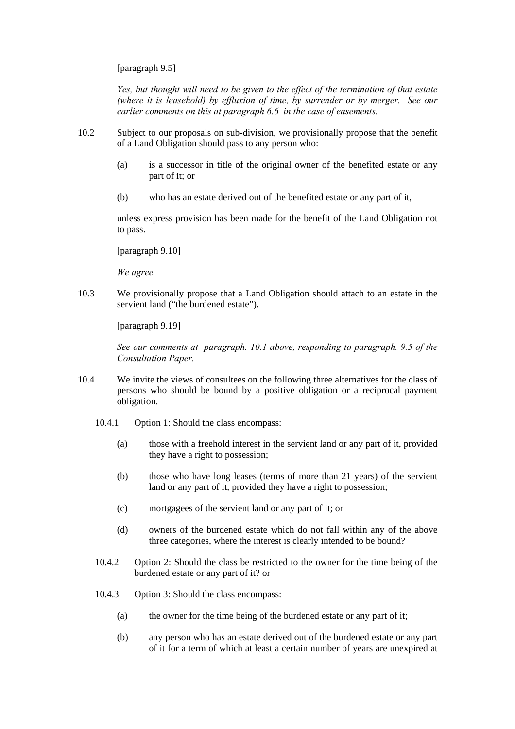[paragraph 9.5]

*Yes, but thought will need to be given to the effect of the termination of that estate (where it is leasehold) by effluxion of time, by surrender or by merger. See our earlier comments on this at paragraph 6.6 in the case of easements.*

10.2 Subject to our proposals on sub-division, we provisionally propose that the benefit of a Land Obligation should pass to any person who:

(a) is a successor in title of the original owner of the benefited estate or any part of it; or

(b) who has an estate derived out of the benefited estate or any part of it,

unless express provision has been made for the benefit of the Land Obligation not to pass.

[paragraph 9.10]

*We agree.*

10.3 We provisionally propose that a Land Obligation should attach to an estate in the servient land ("the burdened estate").

[paragraph 9.19]

*See our comments at paragraph. 10.1 above, responding to paragraph. 9.5 of the Consultation Paper.*

10.4 We invite the views of consultees on the following three alternatives for the class of persons who should be bound by a positive obligation or a reciprocal payment obligation.

10.4.1 Option 1: Should the class encompass:

(a) those with a freehold interest in the servient land or any part of it, provided they have a right to possession;

(b) those who have long leases (terms of more than 21 years) of the servient land or any part of it, provided they have a right to possession;

(c) mortgagees of the servient land or any part of it; or

(d) owners of the burdened estate which do not fall within any of the above three categories, where the interest is clearly intended to be bound?

10.4.2 Option 2: Should the class be restricted to the owner for the time being of the burdened estate or any part of it? or

10.4.3 Option 3: Should the class encompass:

(a) the owner for the time being of the burdened estate or any part of it;

(b) any person who has an estate derived out of the burdened estate or any part of it for a term of which at least a certain number of years are unexpired at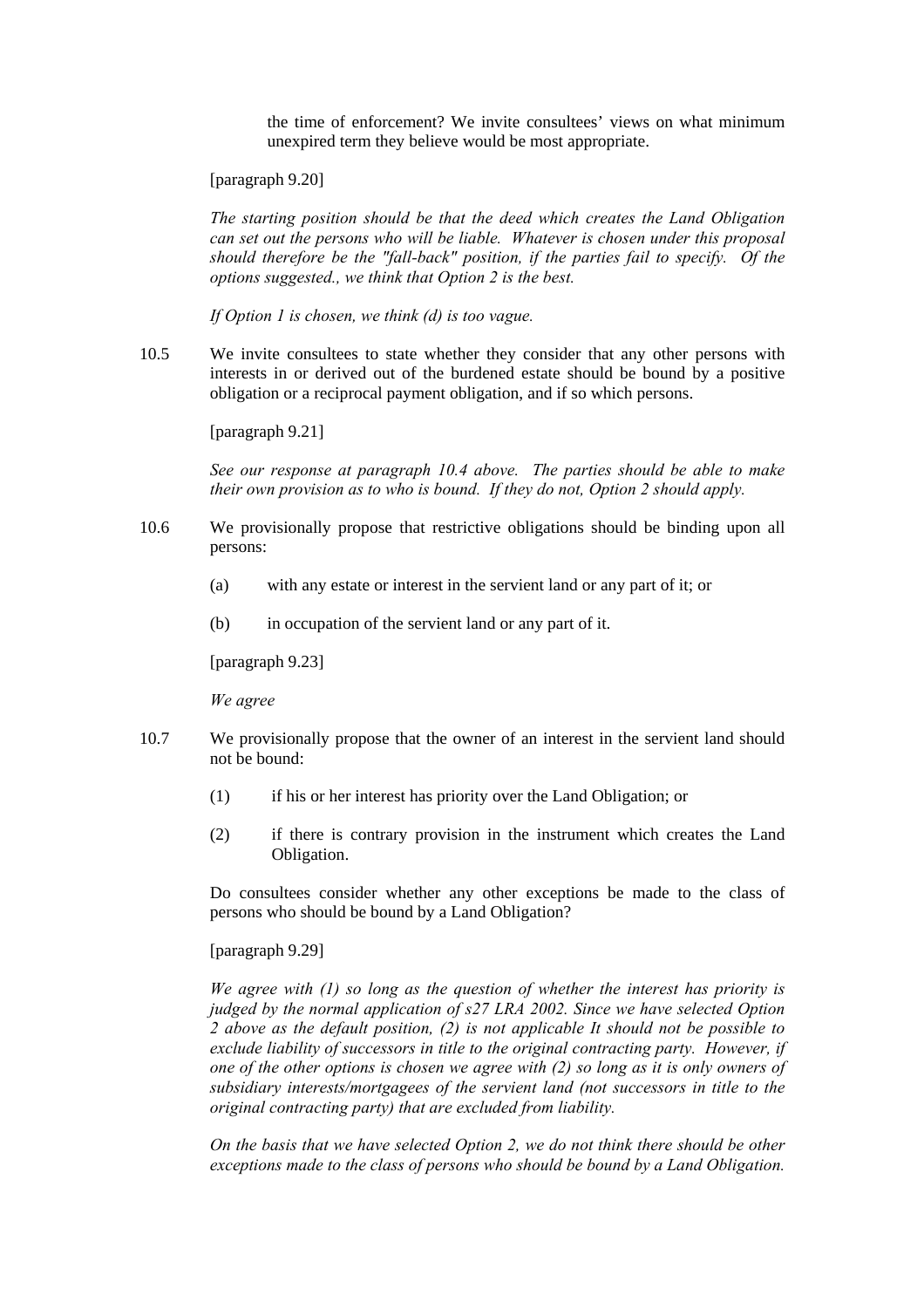the time of enforcement? We invite consultees' views on what minimum unexpired term they believe would be most appropriate.

[paragraph 9.20]

*The starting position should be that the deed which creates the Land Obligation can set out the persons who will be liable. Whatever is chosen under this proposal should therefore be the "fall-back" position, if the parties fail to specify. Of the options suggested., we think that Option 2 is the best.*

*If Option 1 is chosen, we think (d) is too vague.*

10.5 We invite consultees to state whether they consider that any other persons with interests in or derived out of the burdened estate should be bound by a positive obligation or a reciprocal payment obligation, and if so which persons.

[paragraph 9.21]

*See our response at paragraph 10.4 above. The parties should be able to make their own provision as to who is bound. If they do not, Option 2 should apply.*

10.6 We provisionally propose that restrictive obligations should be binding upon all persons:

(a) with any estate or interest in the servient land or any part of it; or

(b) in occupation of the servient land or any part of it.

[paragraph 9.23]

*We agree*

10.7 We provisionally propose that the owner of an interest in the servient land should not be bound:

(1) if his or her interest has priority over the Land Obligation; or

(2) if there is contrary provision in the instrument which creates the Land Obligation.

Do consultees consider whether any other exceptions be made to the class of persons who should be bound by a Land Obligation?

[paragraph 9.29]

*We agree with (1) so long as the question of whether the interest has priority is judged by the normal application of s27 LRA 2002. Since we have selected Option 2 above as the default position, (2) is not applicable It should not be possible to exclude liability of successors in title to the original contracting party. However, if one of the other options is chosen we agree with (2) so long as it is only owners of subsidiary interests/mortgagees of the servient land (not successors in title to the original contracting party) that are excluded from liability.*

*On the basis that we have selected Option 2, we do not think there should be other exceptions made to the class of persons who should be bound by a Land Obligation.*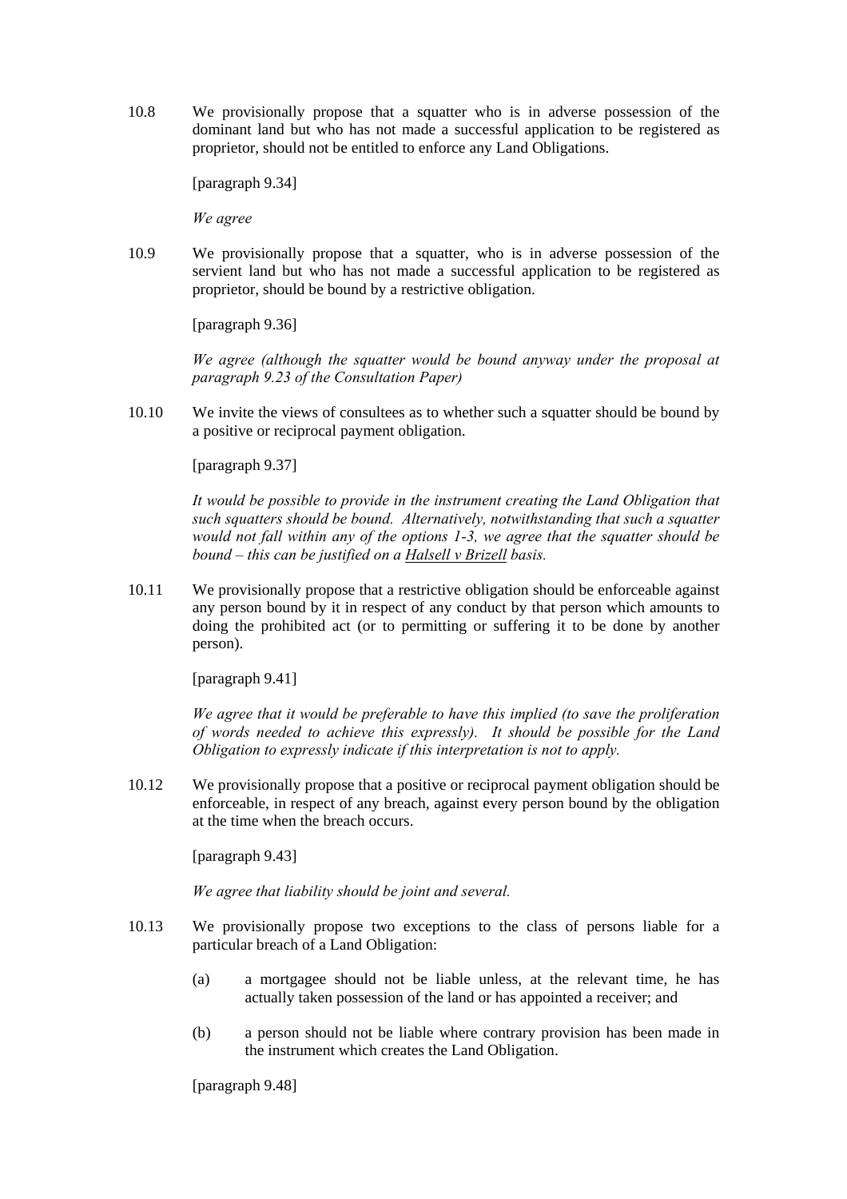10.8 We provisionally propose that a squatter who is in adverse possession of the dominant land but who has not made a successful application to be registered as proprietor, should not be entitled to enforce any Land Obligations.

[paragraph 9.34]

*We agree*

10.9 We provisionally propose that a squatter, who is in adverse possession of the servient land but who has not made a successful application to be registered as proprietor, should be bound by a restrictive obligation.

[paragraph 9.36]

*We agree (although the squatter would be bound anyway under the proposal at paragraph 9.23 of the Consultation Paper)*

10.10 We invite the views of consultees as to whether such a squatter should be bound by a positive or reciprocal payment obligation.

[paragraph 9.37]

*It would be possible to provide in the instrument creating the Land Obligation that such squatters should be bound. Alternatively, notwithstanding that such a squatter would not fall within any of the options 1-3, we agree that the squatter should be bound – this can be justified on a Halsell v Brizell basis.*

10.11 We provisionally propose that a restrictive obligation should be enforceable against any person bound by it in respect of any conduct by that person which amounts to doing the prohibited act (or to permitting or suffering it to be done by another person).

[paragraph 9.41]

*We agree that it would be preferable to have this implied (to save the proliferation of words needed to achieve this expressly). It should be possible for the Land Obligation to expressly indicate if this interpretation is not to apply.*

10.12 We provisionally propose that a positive or reciprocal payment obligation should be enforceable, in respect of any breach, against every person bound by the obligation at the time when the breach occurs.

[paragraph 9.43]

*We agree that liability should be joint and several.*

10.13 We provisionally propose two exceptions to the class of persons liable for a particular breach of a Land Obligation:

(a) a mortgagee should not be liable unless, at the relevant time, he has actually taken possession of the land or has appointed a receiver; and

(b) a person should not be liable where contrary provision has been made in the instrument which creates the Land Obligation.

[paragraph 9.48]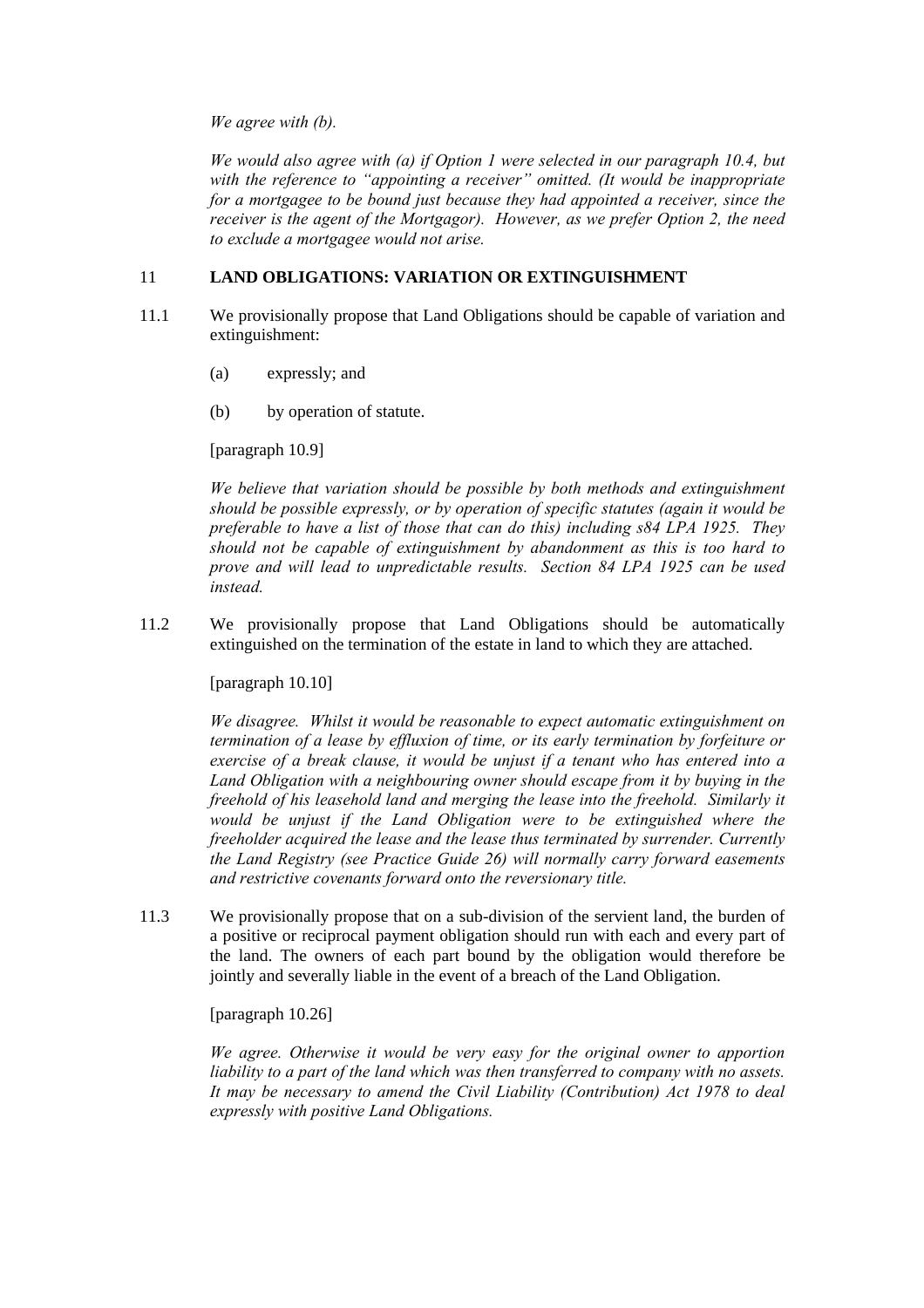*We agree with (b).*

*We would also agree with (a) if Option 1 were selected in our paragraph 10.4, but with the reference to "appointing a receiver" omitted. (It would be inappropriate for a mortgagee to be bound just because they had appointed a receiver, since the receiver is the agent of the Mortgagor). However, as we prefer Option 2, the need to exclude a mortgagee would not arise.*

## 11 LAND OBLIGATIONS: VARIATION OR EXTINGUISHMENT

11.1 We provisionally propose that Land Obligations should be capable of variation and extinguishment:

(a) expressly; and

(b) by operation of statute.

[paragraph 10.9]

*We believe that variation should be possible by both methods and extinguishment should be possible expressly, or by operation of specific statutes (again it would be preferable to have a list of those that can do this) including s84 LPA 1925. They should not be capable of extinguishment by abandonment as this is too hard to prove and will lead to unpredictable results. Section 84 LPA 1925 can be used instead.*

11.2 We provisionally propose that Land Obligations should be automatically extinguished on the termination of the estate in land to which they are attached.

[paragraph 10.10]

*We disagree. Whilst it would be reasonable to expect automatic extinguishment on termination of a lease by effluxion of time, or its early termination by forfeiture or exercise of a break clause, it would be unjust if a tenant who has entered into a Land Obligation with a neighbouring owner should escape from it by buying in the freehold of his leasehold land and merging the lease into the freehold. Similarly it would be unjust if the Land Obligation were to be extinguished where the freeholder acquired the lease and the lease thus terminated by surrender. Currently the Land Registry (see Practice Guide 26) will normally carry forward easements and restrictive covenants forward onto the reversionary title.*

11.3 We provisionally propose that on a sub-division of the servient land, the burden of a positive or reciprocal payment obligation should run with each and every part of the land. The owners of each part bound by the obligation would therefore be jointly and severally liable in the event of a breach of the Land Obligation.

[paragraph 10.26]

*We agree. Otherwise it would be very easy for the original owner to apportion liability to a part of the land which was then transferred to company with no assets. It may be necessary to amend the Civil Liability (Contribution) Act 1978 to deal expressly with positive Land Obligations.*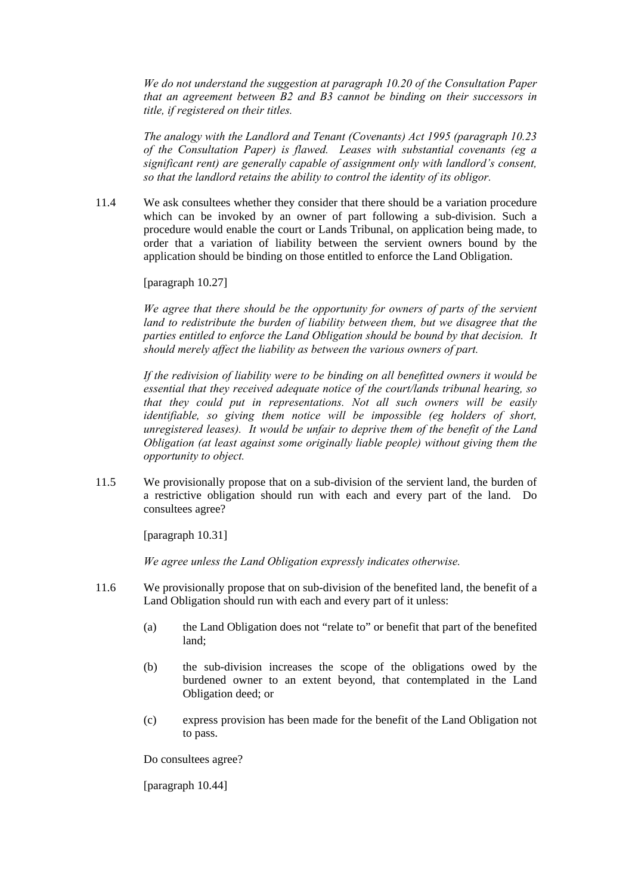*We do not understand the suggestion at paragraph 10.20 of the Consultation Paper that an agreement between B2 and B3 cannot be binding on their successors in title, if registered on their titles.*

*The analogy with the Landlord and Tenant (Covenants) Act 1995 (paragraph 10.23 of the Consultation Paper) is flawed. Leases with substantial covenants (eg a significant rent) are generally capable of assignment only with landlord's consent, so that the landlord retains the ability to control the identity of its obligor.*

11.4 We ask consultees whether they consider that there should be a variation procedure which can be invoked by an owner of part following a sub-division. Such a procedure would enable the court or Lands Tribunal, on application being made, to order that a variation of liability between the servient owners bound by the application should be binding on those entitled to enforce the Land Obligation.

[paragraph 10.27]

*We agree that there should be the opportunity for owners of parts of the servient land to redistribute the burden of liability between them, but we disagree that the parties entitled to enforce the Land Obligation should be bound by that decision. It should merely affect the liability as between the various owners of part.*

*If the redivision of liability were to be binding on all benefitted owners it would be essential that they received adequate notice of the court/lands tribunal hearing, so that they could put in representations. Not all such owners will be easily identifiable, so giving them notice will be impossible (eg holders of short, unregistered leases). It would be unfair to deprive them of the benefit of the Land Obligation (at least against some originally liable people) without giving them the opportunity to object.*

11.5 We provisionally propose that on a sub-division of the servient land, the burden of a restrictive obligation should run with each and every part of the land. Do consultees agree?

[paragraph 10.31]

*We agree unless the Land Obligation expressly indicates otherwise.*

11.6 We provisionally propose that on sub-division of the benefited land, the benefit of a Land Obligation should run with each and every part of it unless:

(a) the Land Obligation does not "relate to" or benefit that part of the benefited land;

(b) the sub-division increases the scope of the obligations owed by the burdened owner to an extent beyond, that contemplated in the Land Obligation deed; or

(c) express provision has been made for the benefit of the Land Obligation not to pass.

Do consultees agree?

[paragraph 10.44]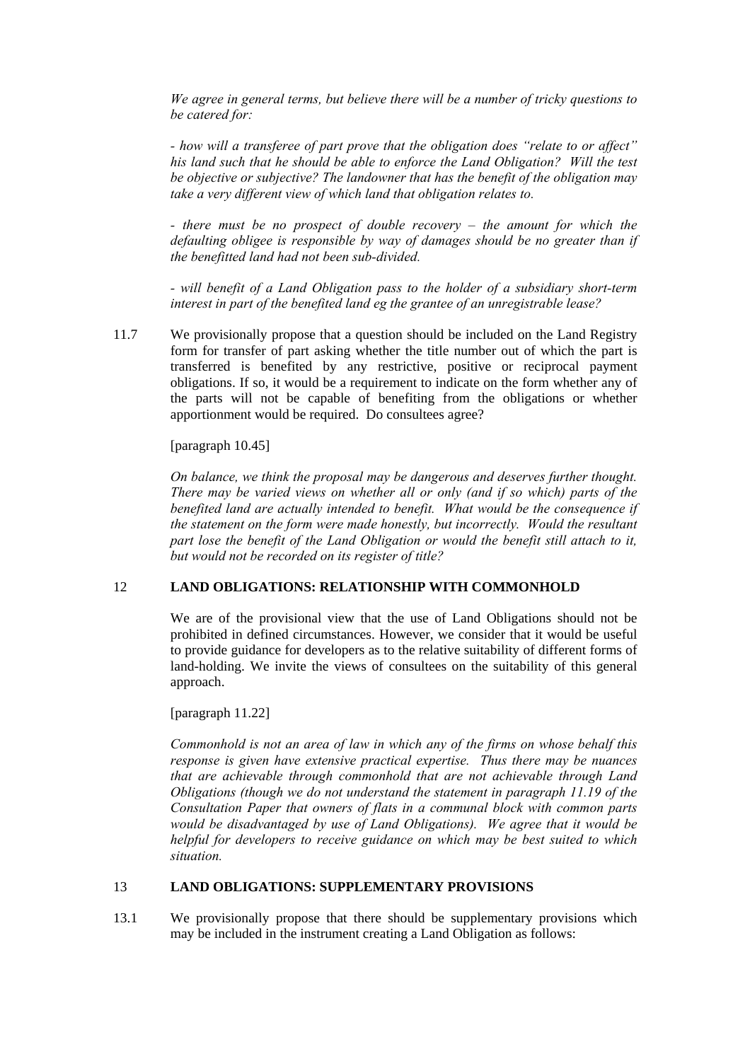*We agree in general terms, but believe there will be a number of tricky questions to be catered for:*

*- how will a transferee of part prove that the obligation does "relate to or affect" his land such that he should be able to enforce the Land Obligation? Will the test be objective or subjective? The landowner that has the benefit of the obligation may take a very different view of which land that obligation relates to.*

*- there must be no prospect of double recovery – the amount for which the defaulting obligee is responsible by way of damages should be no greater than if the benefitted land had not been sub-divided.*

*- will benefit of a Land Obligation pass to the holder of a subsidiary short-term interest in part of the benefited land eg the grantee of an unregistrable lease?*

11.7 We provisionally propose that a question should be included on the Land Registry form for transfer of part asking whether the title number out of which the part is transferred is benefited by any restrictive, positive or reciprocal payment obligations. If so, it would be a requirement to indicate on the form whether any of the parts will not be capable of benefiting from the obligations or whether apportionment would be required. Do consultees agree?

[paragraph 10.45]

*On balance, we think the proposal may be dangerous and deserves further thought. There may be varied views on whether all or only (and if so which) parts of the benefited land are actually intended to benefit. What would be the consequence if the statement on the form were made honestly, but incorrectly. Would the resultant part lose the benefit of the Land Obligation or would the benefit still attach to it, but would not be recorded on its register of title?*

## 12 LAND OBLIGATIONS: RELATIONSHIP WITH COMMONHOLD

We are of the provisional view that the use of Land Obligations should not be prohibited in defined circumstances. However, we consider that it would be useful to provide guidance for developers as to the relative suitability of different forms of land-holding. We invite the views of consultees on the suitability of this general approach.

[paragraph 11.22]

*Commonhold is not an area of law in which any of the firms on whose behalf this response is given have extensive practical expertise. Thus there may be nuances that are achievable through commonhold that are not achievable through Land Obligations (though we do not understand the statement in paragraph 11.19 of the Consultation Paper that owners of flats in a communal block with common parts would be disadvantaged by use of Land Obligations). We agree that it would be helpful for developers to receive guidance on which may be best suited to which situation.*

## 13 LAND OBLIGATIONS: SUPPLEMENTARY PROVISIONS

13.1 We provisionally propose that there should be supplementary provisions which may be included in the instrument creating a Land Obligation as follows: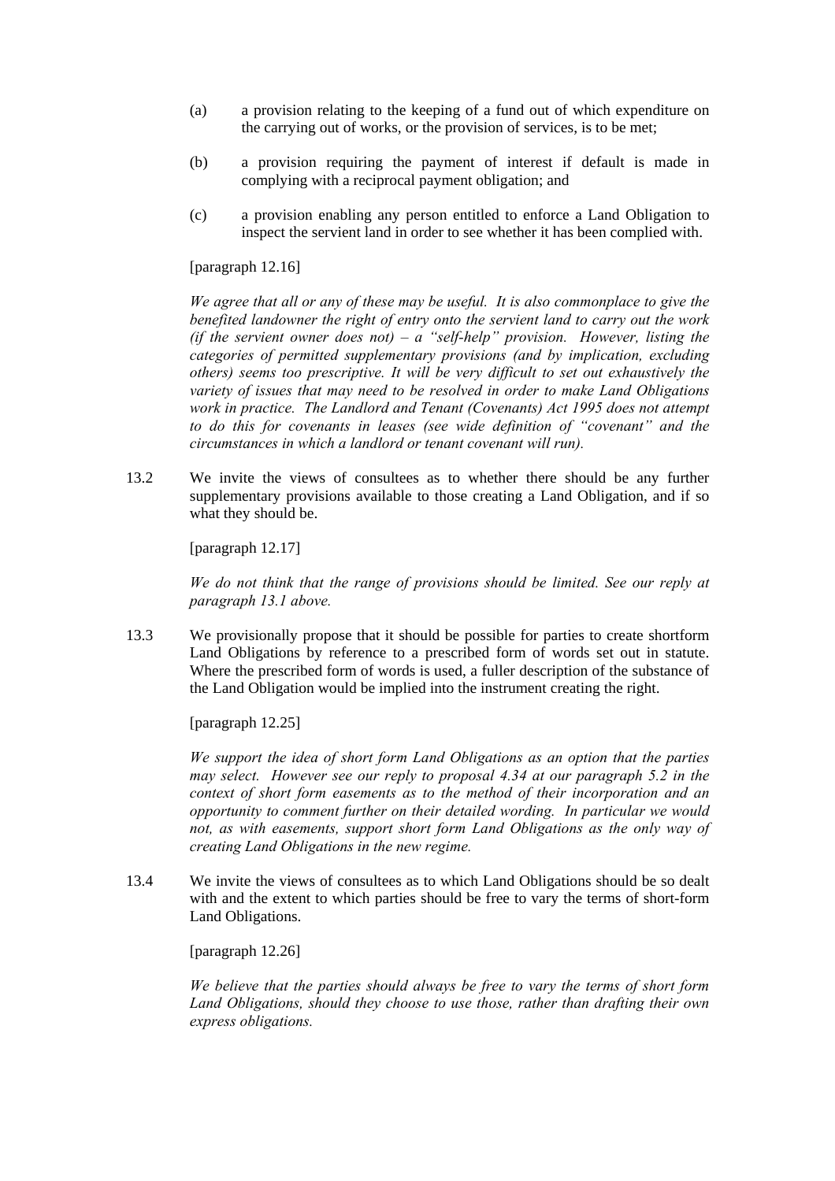(a) a provision relating to the keeping of a fund out of which expenditure on the carrying out of works, or the provision of services, is to be met;

(b) a provision requiring the payment of interest if default is made in complying with a reciprocal payment obligation; and

(c) a provision enabling any person entitled to enforce a Land Obligation to inspect the servient land in order to see whether it has been complied with.

[paragraph 12.16]

*We agree that all or any of these may be useful. It is also commonplace to give the benefited landowner the right of entry onto the servient land to carry out the work (if the servient owner does not) – a "self-help" provision. However, listing the categories of permitted supplementary provisions (and by implication, excluding others) seems too prescriptive. It will be very difficult to set out exhaustively the variety of issues that may need to be resolved in order to make Land Obligations work in practice. The Landlord and Tenant (Covenants) Act 1995 does not attempt to do this for covenants in leases (see wide definition of "covenant" and the circumstances in which a landlord or tenant covenant will run).*

13.2 We invite the views of consultees as to whether there should be any further supplementary provisions available to those creating a Land Obligation, and if so what they should be.

[paragraph 12.17]

*We do not think that the range of provisions should be limited. See our reply at paragraph 13.1 above.*

13.3 We provisionally propose that it should be possible for parties to create shortform Land Obligations by reference to a prescribed form of words set out in statute. Where the prescribed form of words is used, a fuller description of the substance of the Land Obligation would be implied into the instrument creating the right.

[paragraph 12.25]

*We support the idea of short form Land Obligations as an option that the parties may select. However see our reply to proposal 4.34 at our paragraph 5.2 in the context of short form easements as to the method of their incorporation and an opportunity to comment further on their detailed wording. In particular we would not, as with easements, support short form Land Obligations as the only way of creating Land Obligations in the new regime.*

13.4 We invite the views of consultees as to which Land Obligations should be so dealt with and the extent to which parties should be free to vary the terms of short-form Land Obligations.

[paragraph 12.26]

*We believe that the parties should always be free to vary the terms of short form Land Obligations, should they choose to use those, rather than drafting their own express obligations.*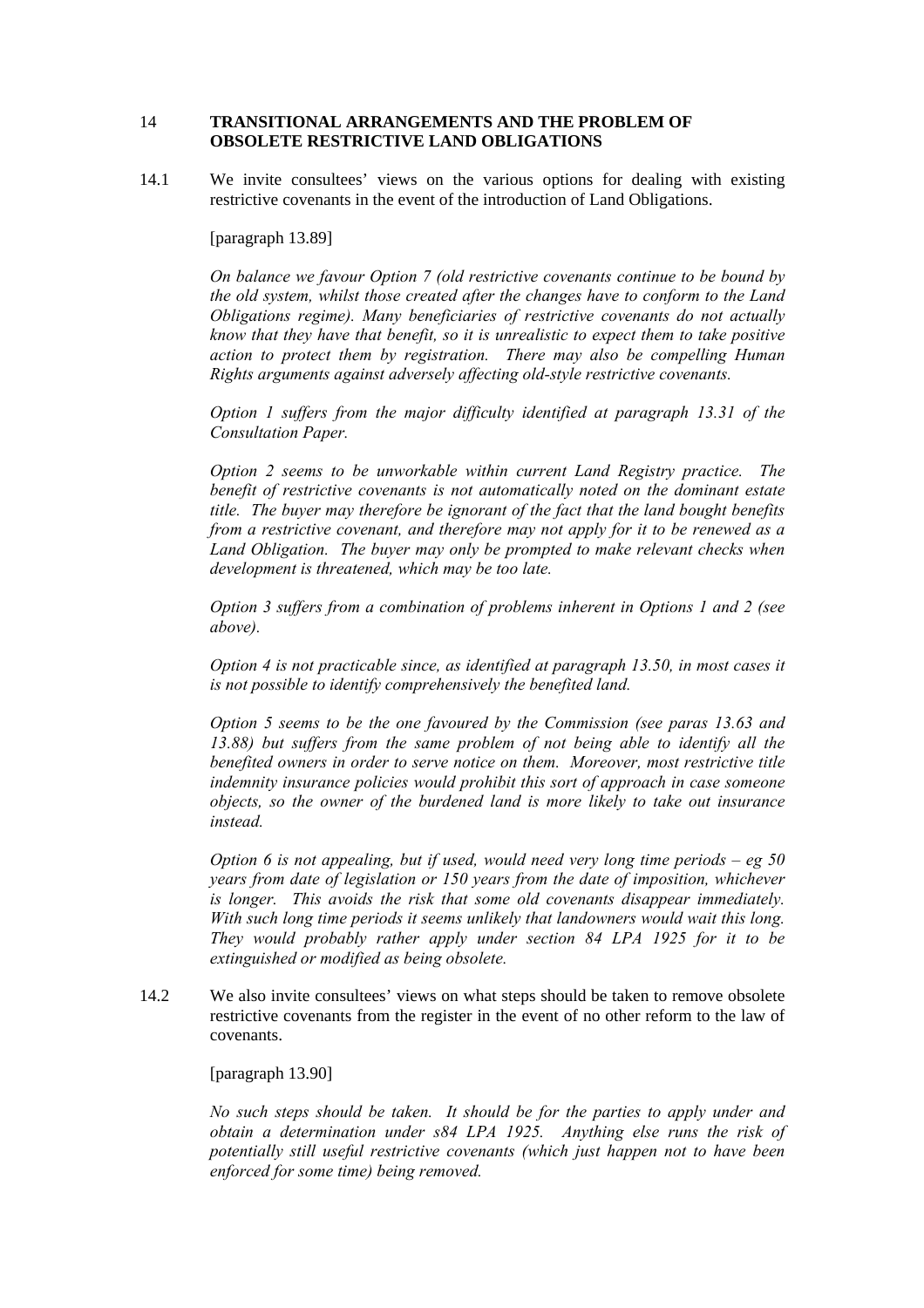## 14 TRANSITIONAL ARRANGEMENTS AND THE PROBLEM OF OBSOLETE RESTRICTIVE LAND OBLIGATIONS

14.1 We invite consultees' views on the various options for dealing with existing restrictive covenants in the event of the introduction of Land Obligations.

[paragraph 13.89]

*On balance we favour Option 7 (old restrictive covenants continue to be bound by the old system, whilst those created after the changes have to conform to the Land Obligations regime). Many beneficiaries of restrictive covenants do not actually know that they have that benefit, so it is unrealistic to expect them to take positive action to protect them by registration. There may also be compelling Human Rights arguments against adversely affecting old-style restrictive covenants.*

*Option 1 suffers from the major difficulty identified at paragraph 13.31 of the Consultation Paper.*

*Option 2 seems to be unworkable within current Land Registry practice. The benefit of restrictive covenants is not automatically noted on the dominant estate title. The buyer may therefore be ignorant of the fact that the land bought benefits from a restrictive covenant, and therefore may not apply for it to be renewed as a Land Obligation. The buyer may only be prompted to make relevant checks when development is threatened, which may be too late.*

*Option 3 suffers from a combination of problems inherent in Options 1 and 2 (see above).*

*Option 4 is not practicable since, as identified at paragraph 13.50, in most cases it is not possible to identify comprehensively the benefited land.*

*Option 5 seems to be the one favoured by the Commission (see paras 13.63 and 13.88) but suffers from the same problem of not being able to identify all the benefited owners in order to serve notice on them. Moreover, most restrictive title indemnity insurance policies would prohibit this sort of approach in case someone objects, so the owner of the burdened land is more likely to take out insurance instead.*

*Option 6 is not appealing, but if used, would need very long time periods – eg 50 years from date of legislation or 150 years from the date of imposition, whichever is longer. This avoids the risk that some old covenants disappear immediately. With such long time periods it seems unlikely that landowners would wait this long. They would probably rather apply under section 84 LPA 1925 for it to be extinguished or modified as being obsolete.*

14.2 We also invite consultees' views on what steps should be taken to remove obsolete restrictive covenants from the register in the event of no other reform to the law of covenants.

[paragraph 13.90]

*No such steps should be taken. It should be for the parties to apply under and obtain a determination under s84 LPA 1925. Anything else runs the risk of potentially still useful restrictive covenants (which just happen not to have been enforced for some time) being removed.*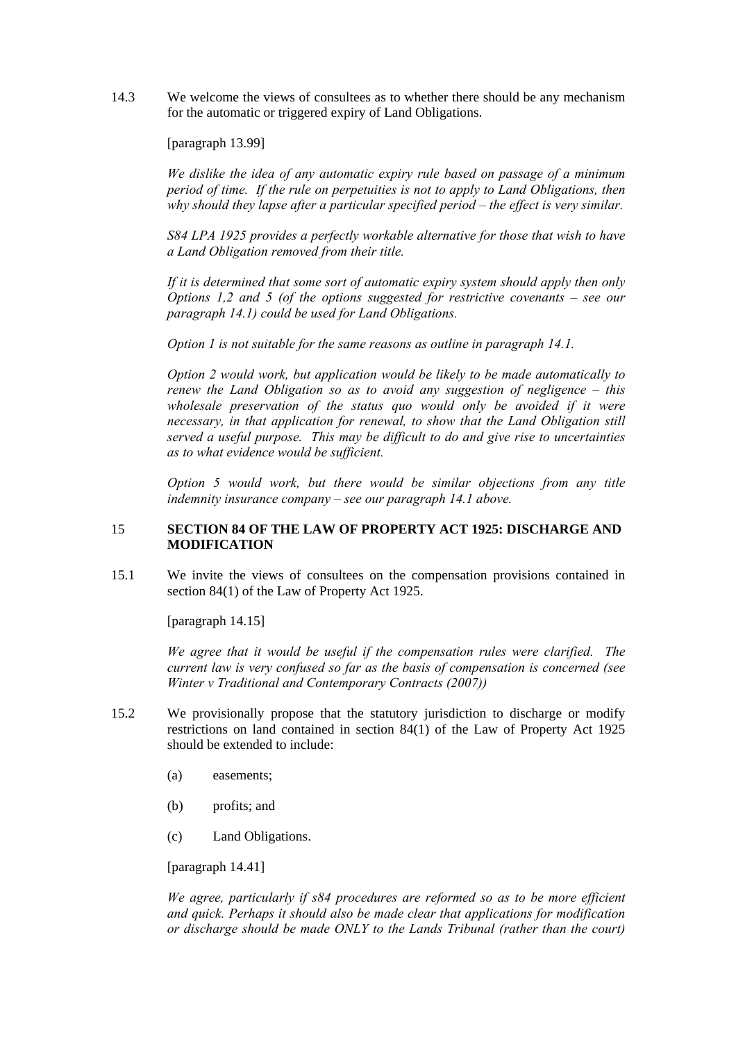14.3 We welcome the views of consultees as to whether there should be any mechanism for the automatic or triggered expiry of Land Obligations.

[paragraph 13.99]

*We dislike the idea of any automatic expiry rule based on passage of a minimum period of time. If the rule on perpetuities is not to apply to Land Obligations, then why should they lapse after a particular specified period – the effect is very similar.*

*S84 LPA 1925 provides a perfectly workable alternative for those that wish to have a Land Obligation removed from their title.*

*If it is determined that some sort of automatic expiry system should apply then only Options 1,2 and 5 (of the options suggested for restrictive covenants – see our paragraph 14.1) could be used for Land Obligations.*

*Option 1 is not suitable for the same reasons as outline in paragraph 14.1.*

*Option 2 would work, but application would be likely to be made automatically to renew the Land Obligation so as to avoid any suggestion of negligence – this wholesale preservation of the status quo would only be avoided if it were necessary, in that application for renewal, to show that the Land Obligation still served a useful purpose. This may be difficult to do and give rise to uncertainties as to what evidence would be sufficient.*

*Option 5 would work, but there would be similar objections from any title indemnity insurance company – see our paragraph 14.1 above.*

## 15 SECTION 84 OF THE LAW OF PROPERTY ACT 1925: DISCHARGE AND MODIFICATION

15.1 We invite the views of consultees on the compensation provisions contained in section 84(1) of the Law of Property Act 1925.

[paragraph 14.15]

*We agree that it would be useful if the compensation rules were clarified. The current law is very confused so far as the basis of compensation is concerned (see Winter v Traditional and Contemporary Contracts (2007))*

15.2 We provisionally propose that the statutory jurisdiction to discharge or modify restrictions on land contained in section 84(1) of the Law of Property Act 1925 should be extended to include:

(a) easements;

(b) profits; and

(c) Land Obligations.

[paragraph 14.41]

*We agree, particularly if s84 procedures are reformed so as to be more efficient and quick. Perhaps it should also be made clear that applications for modification or discharge should be made ONLY to the Lands Tribunal (rather than the court)*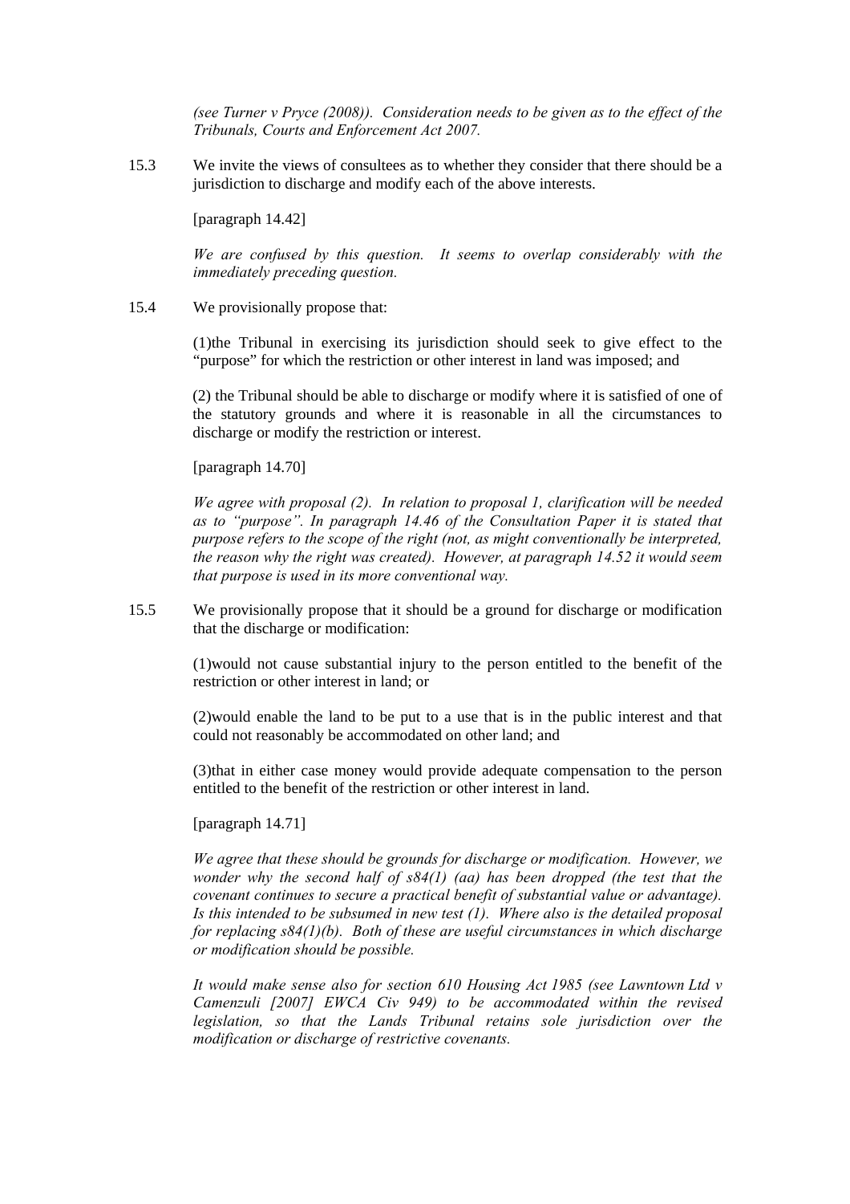*(see Turner v Pryce (2008)). Consideration needs to be given as to the effect of the Tribunals, Courts and Enforcement Act 2007.*

15.3 We invite the views of consultees as to whether they consider that there should be a jurisdiction to discharge and modify each of the above interests.

[paragraph 14.42]

*We are confused by this question. It seems to overlap considerably with the immediately preceding question.*

15.4 We provisionally propose that:

(1)the Tribunal in exercising its jurisdiction should seek to give effect to the "purpose" for which the restriction or other interest in land was imposed; and

(2) the Tribunal should be able to discharge or modify where it is satisfied of one of the statutory grounds and where it is reasonable in all the circumstances to discharge or modify the restriction or interest.

[paragraph 14.70]

*We agree with proposal (2). In relation to proposal 1, clarification will be needed as to "purpose". In paragraph 14.46 of the Consultation Paper it is stated that purpose refers to the scope of the right (not, as might conventionally be interpreted, the reason why the right was created). However, at paragraph 14.52 it would seem that purpose is used in its more conventional way.*

15.5 We provisionally propose that it should be a ground for discharge or modification that the discharge or modification:

(1)would not cause substantial injury to the person entitled to the benefit of the restriction or other interest in land; or

(2)would enable the land to be put to a use that is in the public interest and that could not reasonably be accommodated on other land; and

(3)that in either case money would provide adequate compensation to the person entitled to the benefit of the restriction or other interest in land.

[paragraph 14.71]

*We agree that these should be grounds for discharge or modification. However, we wonder why the second half of s84(1) (aa) has been dropped (the test that the covenant continues to secure a practical benefit of substantial value or advantage). Is this intended to be subsumed in new test (1). Where also is the detailed proposal for replacing s84(1)(b). Both of these are useful circumstances in which discharge or modification should be possible.*

*It would make sense also for section 610 Housing Act 1985 (see Lawntown Ltd v Camenzuli [2007] EWCA Civ 949) to be accommodated within the revised legislation, so that the Lands Tribunal retains sole jurisdiction over the modification or discharge of restrictive covenants.*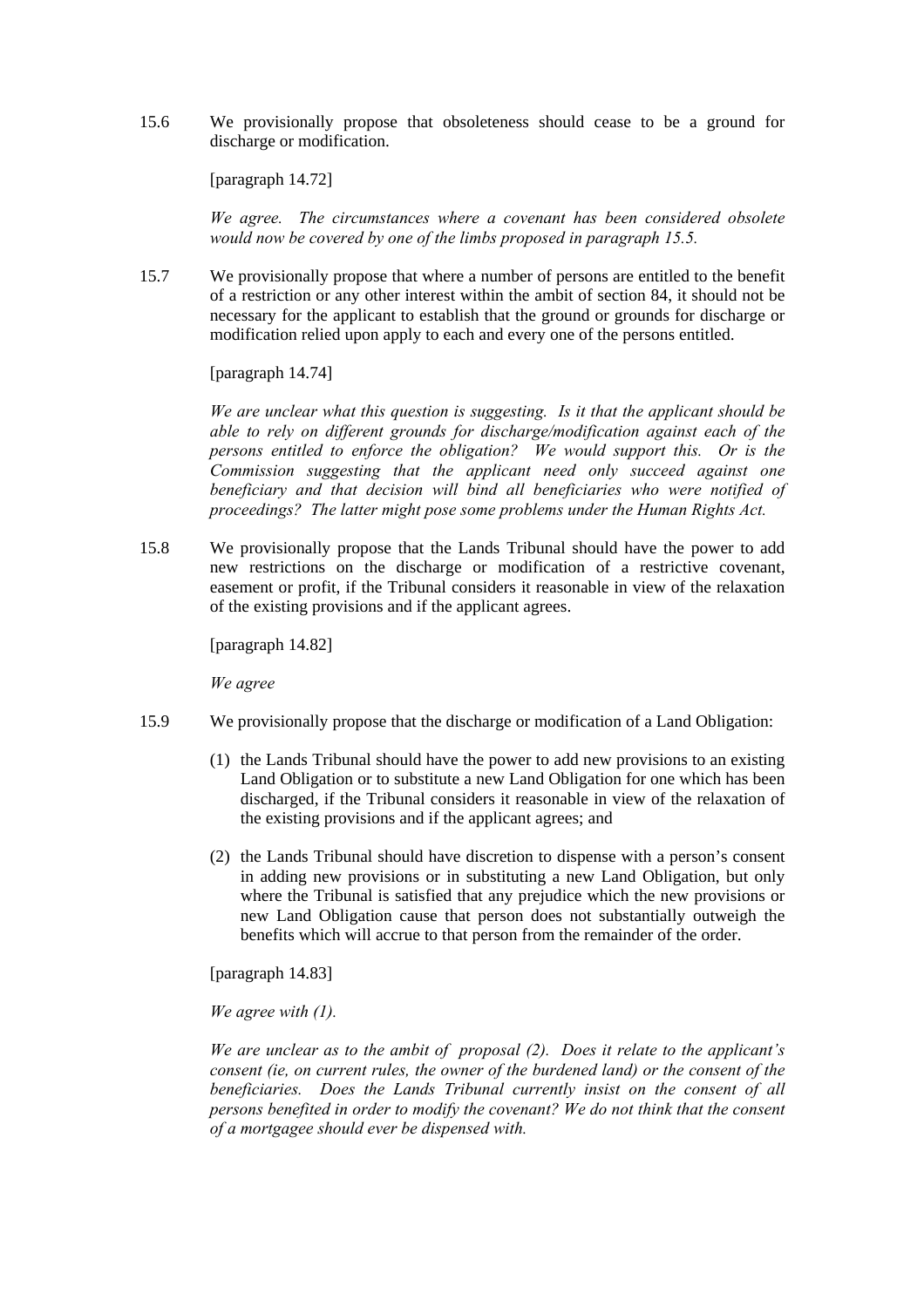15.6 We provisionally propose that obsoleteness should cease to be a ground for discharge or modification.

[paragraph 14.72]

*We agree. The circumstances where a covenant has been considered obsolete would now be covered by one of the limbs proposed in paragraph 15.5.*

15.7 We provisionally propose that where a number of persons are entitled to the benefit of a restriction or any other interest within the ambit of section 84, it should not be necessary for the applicant to establish that the ground or grounds for discharge or modification relied upon apply to each and every one of the persons entitled.

[paragraph 14.74]

*We are unclear what this question is suggesting. Is it that the applicant should be able to rely on different grounds for discharge/modification against each of the persons entitled to enforce the obligation? We would support this. Or is the Commission suggesting that the applicant need only succeed against one beneficiary and that decision will bind all beneficiaries who were notified of proceedings? The latter might pose some problems under the Human Rights Act.*

15.8 We provisionally propose that the Lands Tribunal should have the power to add new restrictions on the discharge or modification of a restrictive covenant, easement or profit, if the Tribunal considers it reasonable in view of the relaxation of the existing provisions and if the applicant agrees.

[paragraph 14.82]

*We agree*

15.9 We provisionally propose that the discharge or modification of a Land Obligation:

(1) the Lands Tribunal should have the power to add new provisions to an existing Land Obligation or to substitute a new Land Obligation for one which has been discharged, if the Tribunal considers it reasonable in view of the relaxation of the existing provisions and if the applicant agrees; and

(2) the Lands Tribunal should have discretion to dispense with a person's consent in adding new provisions or in substituting a new Land Obligation, but only where the Tribunal is satisfied that any prejudice which the new provisions or new Land Obligation cause that person does not substantially outweigh the benefits which will accrue to that person from the remainder of the order.

[paragraph 14.83]

*We agree with (1).*

*We are unclear as to the ambit of proposal (2). Does it relate to the applicant's consent (ie, on current rules, the owner of the burdened land) or the consent of the beneficiaries. Does the Lands Tribunal currently insist on the consent of all persons benefited in order to modify the covenant? We do not think that the consent of a mortgagee should ever be dispensed with.*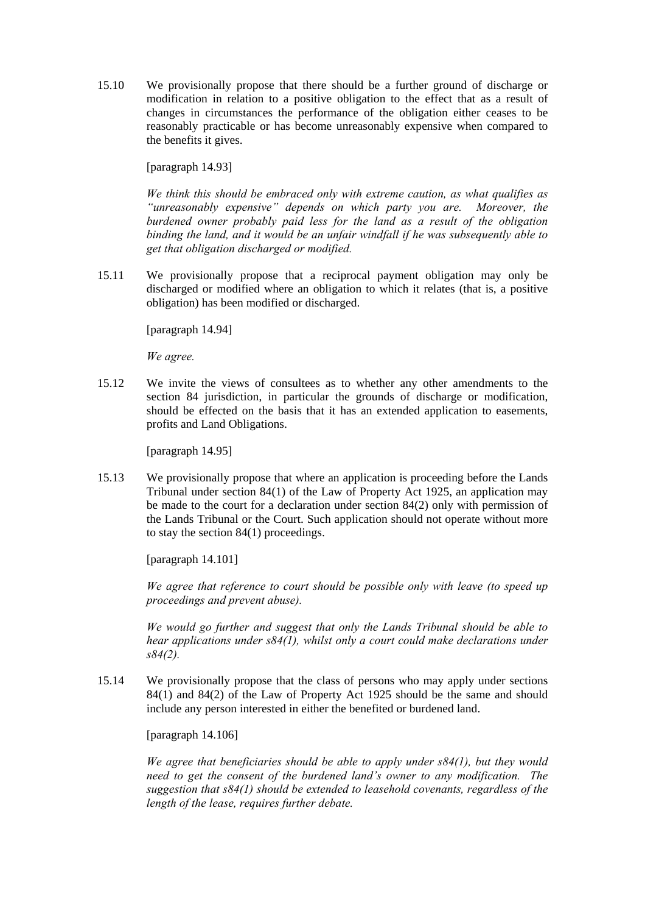15.10 We provisionally propose that there should be a further ground of discharge or modification in relation to a positive obligation to the effect that as a result of changes in circumstances the performance of the obligation either ceases to be reasonably practicable or has become unreasonably expensive when compared to the benefits it gives.

[paragraph 14.93]

*We think this should be embraced only with extreme caution, as what qualifies as "unreasonably expensive" depends on which party you are. Moreover, the burdened owner probably paid less for the land as a result of the obligation binding the land, and it would be an unfair windfall if he was subsequently able to get that obligation discharged or modified.*

15.11 We provisionally propose that a reciprocal payment obligation may only be discharged or modified where an obligation to which it relates (that is, a positive obligation) has been modified or discharged.

[paragraph 14.94]

*We agree.*

15.12 We invite the views of consultees as to whether any other amendments to the section 84 jurisdiction, in particular the grounds of discharge or modification, should be effected on the basis that it has an extended application to easements, profits and Land Obligations.

[paragraph 14.95]

15.13 We provisionally propose that where an application is proceeding before the Lands Tribunal under section 84(1) of the Law of Property Act 1925, an application may be made to the court for a declaration under section 84(2) only with permission of the Lands Tribunal or the Court. Such application should not operate without more to stay the section 84(1) proceedings.

[paragraph 14.101]

*We agree that reference to court should be possible only with leave (to speed up proceedings and prevent abuse).*

*We would go further and suggest that only the Lands Tribunal should be able to hear applications under s84(1), whilst only a court could make declarations under s84(2).*

15.14 We provisionally propose that the class of persons who may apply under sections 84(1) and 84(2) of the Law of Property Act 1925 should be the same and should include any person interested in either the benefited or burdened land.

[paragraph 14.106]

*We agree that beneficiaries should be able to apply under s84(1), but they would need to get the consent of the burdened land's owner to any modification. The suggestion that s84(1) should be extended to leasehold covenants, regardless of the length of the lease, requires further debate.*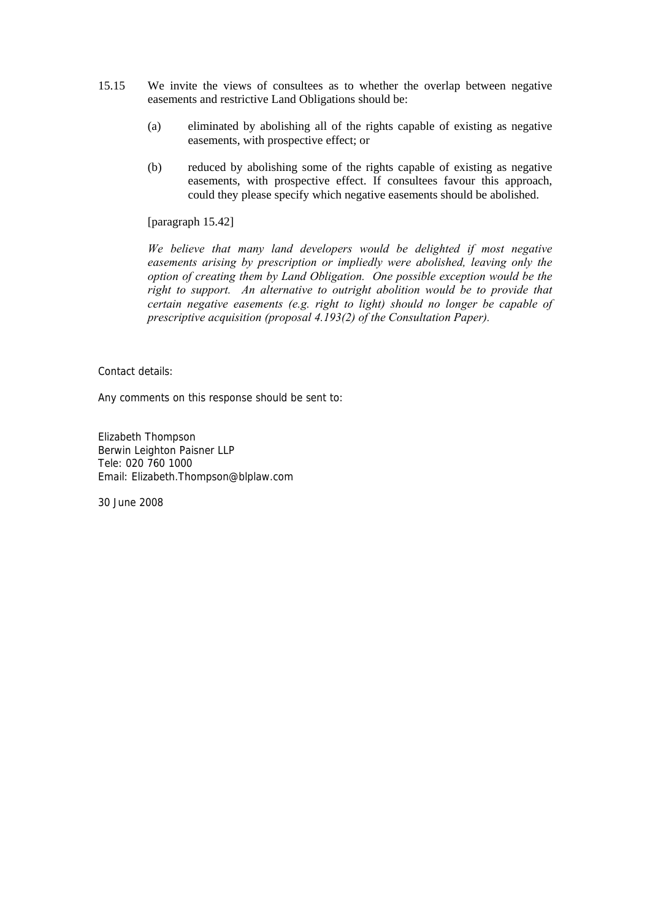15.15 We invite the views of consultees as to whether the overlap between negative easements and restrictive Land Obligations should be:

(a) eliminated by abolishing all of the rights capable of existing as negative easements, with prospective effect; or

(b) reduced by abolishing some of the rights capable of existing as negative easements, with prospective effect. If consultees favour this approach, could they please specify which negative easements should be abolished.

[paragraph 15.42]

*We believe that many land developers would be delighted if most negative easements arising by prescription or impliedly were abolished, leaving only the option of creating them by Land Obligation. One possible exception would be the right to support. An alternative to outright abolition would be to provide that certain negative easements (e.g. right to light) should no longer be capable of prescriptive acquisition (proposal 4.193(2) of the Consultation Paper).*

Contact details:

Any comments on this response should be sent to:

Elizabeth Thompson
Berwin Leighton Paisner LLP
Tele: 020 760 1000
Email: Elizabeth.Thompson@blplaw.com

30 June 2008